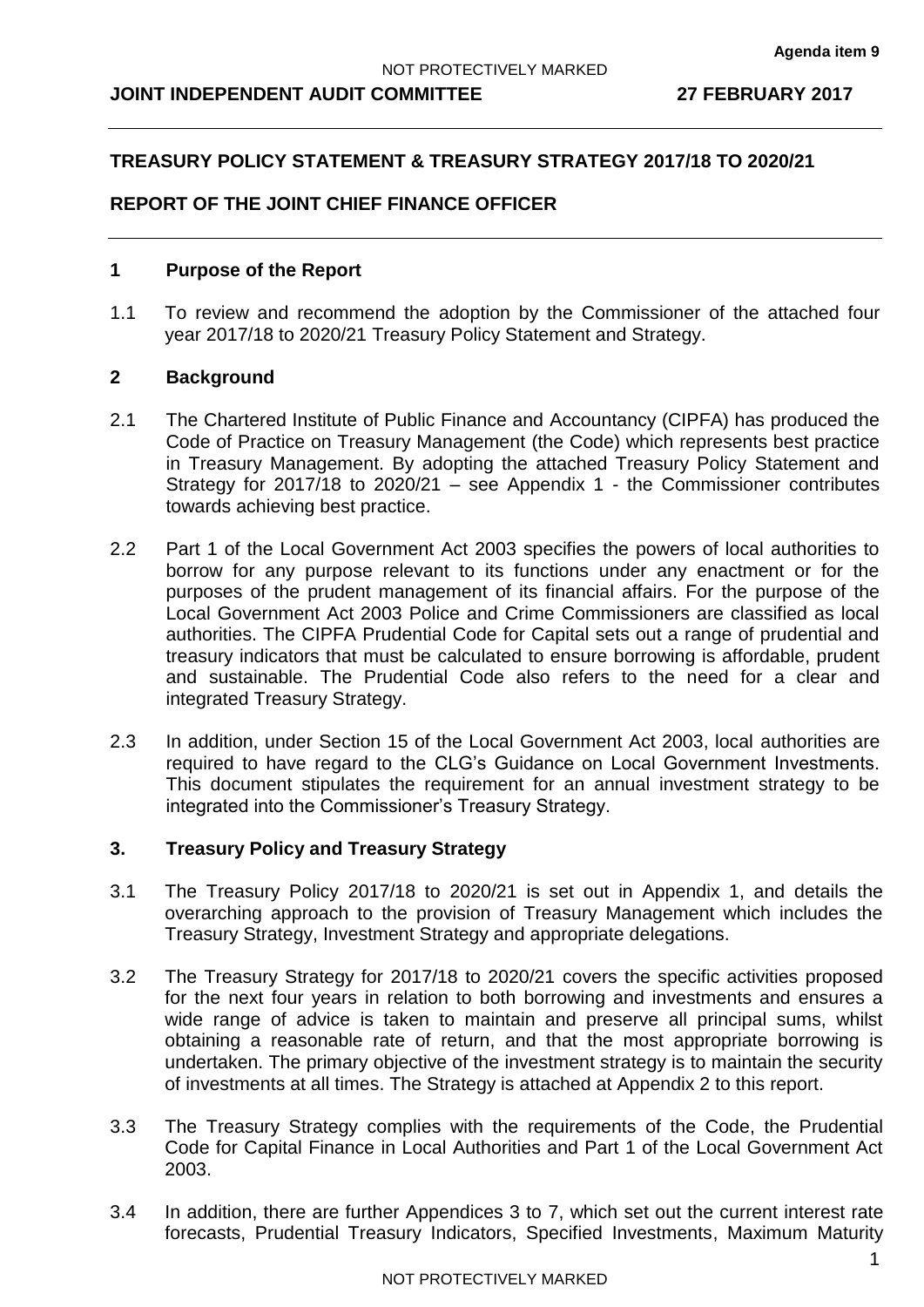**Agenda item 9**

**JOINT INDEPENDENT AUDIT COMMITTEE 27 FEBRUARY 2017**

**TREASURY POLICY STATEMENT & TREASURY STRATEGY 2017/18 TO 2020/21**

**REPORT OF THE JOINT CHIEF FINANCE OFFICER**

## 1 Purpose of the Report

1.1 To review and recommend the adoption by the Commissioner of the attached four year 2017/18 to 2020/21 Treasury Policy Statement and Strategy.

## 2 Background

2.1 The Chartered Institute of Public Finance and Accountancy (CIPFA) has produced the Code of Practice on Treasury Management (the Code) which represents best practice in Treasury Management. By adopting the attached Treasury Policy Statement and Strategy for 2017/18 to 2020/21 – see Appendix 1 - the Commissioner contributes towards achieving best practice.

2.2 Part 1 of the Local Government Act 2003 specifies the powers of local authorities to borrow for any purpose relevant to its functions under any enactment or for the purposes of the prudent management of its financial affairs. For the purpose of the Local Government Act 2003 Police and Crime Commissioners are classified as local authorities. The CIPFA Prudential Code for Capital sets out a range of prudential and treasury indicators that must be calculated to ensure borrowing is affordable, prudent and sustainable. The Prudential Code also refers to the need for a clear and integrated Treasury Strategy.

2.3 In addition, under Section 15 of the Local Government Act 2003, local authorities are required to have regard to the CLG's Guidance on Local Government Investments. This document stipulates the requirement for an annual investment strategy to be integrated into the Commissioner's Treasury Strategy.

## 3. Treasury Policy and Treasury Strategy

3.1 The Treasury Policy 2017/18 to 2020/21 is set out in Appendix 1, and details the overarching approach to the provision of Treasury Management which includes the Treasury Strategy, Investment Strategy and appropriate delegations.

3.2 The Treasury Strategy for 2017/18 to 2020/21 covers the specific activities proposed for the next four years in relation to both borrowing and investments and ensures a wide range of advice is taken to maintain and preserve all principal sums, whilst obtaining a reasonable rate of return, and that the most appropriate borrowing is undertaken. The primary objective of the investment strategy is to maintain the security of investments at all times. The Strategy is attached at Appendix 2 to this report.

3.3 The Treasury Strategy complies with the requirements of the Code, the Prudential Code for Capital Finance in Local Authorities and Part 1 of the Local Government Act 2003.

3.4 In addition, there are further Appendices 3 to 7, which set out the current interest rate forecasts, Prudential Treasury Indicators, Specified Investments, Maximum Maturity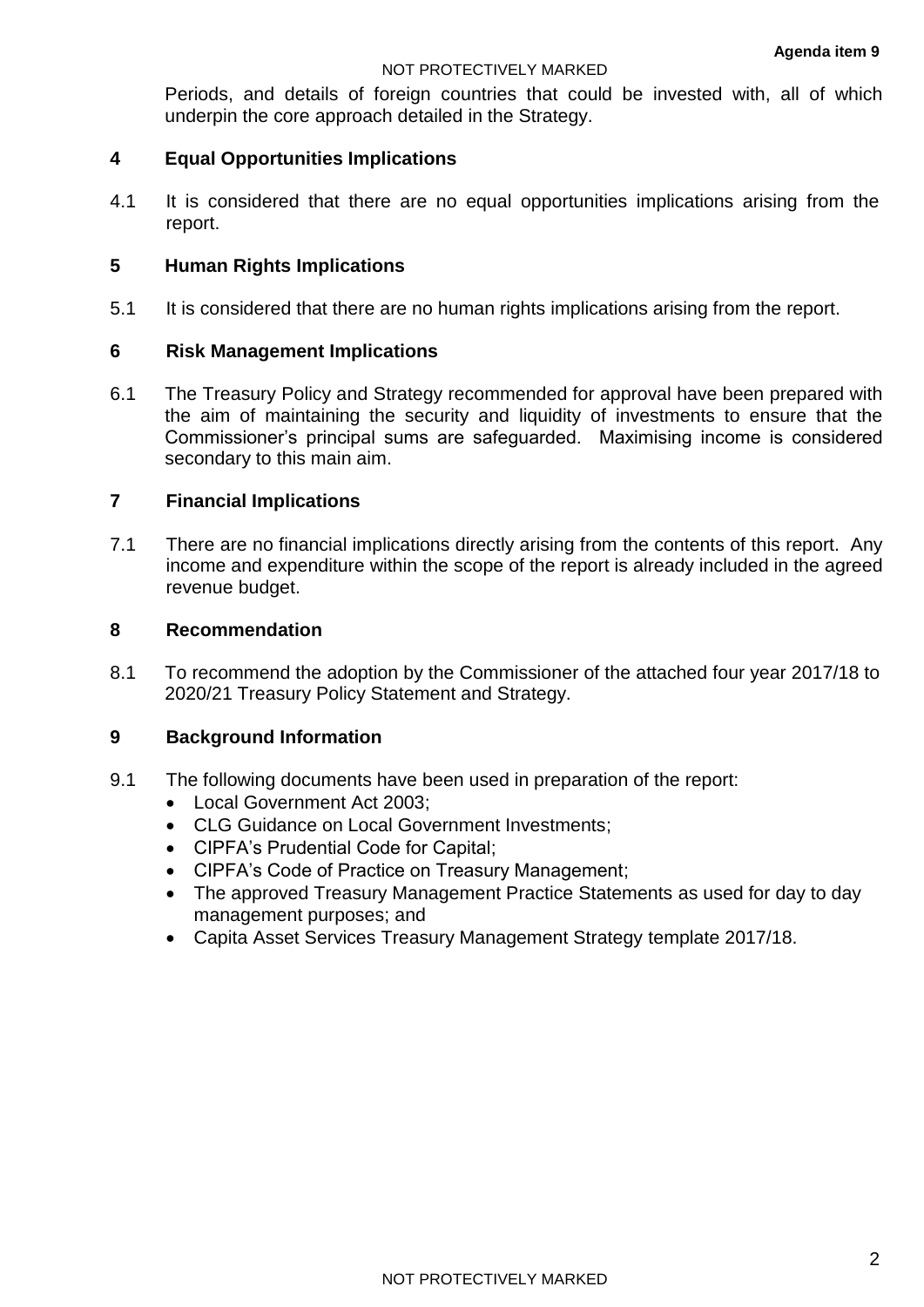Periods, and details of foreign countries that could be invested with, all of which underpin the core approach detailed in the Strategy.

## 4 Equal Opportunities Implications

4.1 It is considered that there are no equal opportunities implications arising from the report.

## 5 Human Rights Implications

5.1 It is considered that there are no human rights implications arising from the report.

## 6 Risk Management Implications

6.1 The Treasury Policy and Strategy recommended for approval have been prepared with the aim of maintaining the security and liquidity of investments to ensure that the Commissioner's principal sums are safeguarded. Maximising income is considered secondary to this main aim.

## 7 Financial Implications

7.1 There are no financial implications directly arising from the contents of this report. Any income and expenditure within the scope of the report is already included in the agreed revenue budget.

## 8 Recommendation

8.1 To recommend the adoption by the Commissioner of the attached four year 2017/18 to 2020/21 Treasury Policy Statement and Strategy.

## 9 Background Information

9.1 The following documents have been used in preparation of the report:

- Local Government Act 2003;
- CLG Guidance on Local Government Investments;
- CIPFA's Prudential Code for Capital;
- CIPFA's Code of Practice on Treasury Management;
- The approved Treasury Management Practice Statements as used for day to day management purposes; and
- Capita Asset Services Treasury Management Strategy template 2017/18.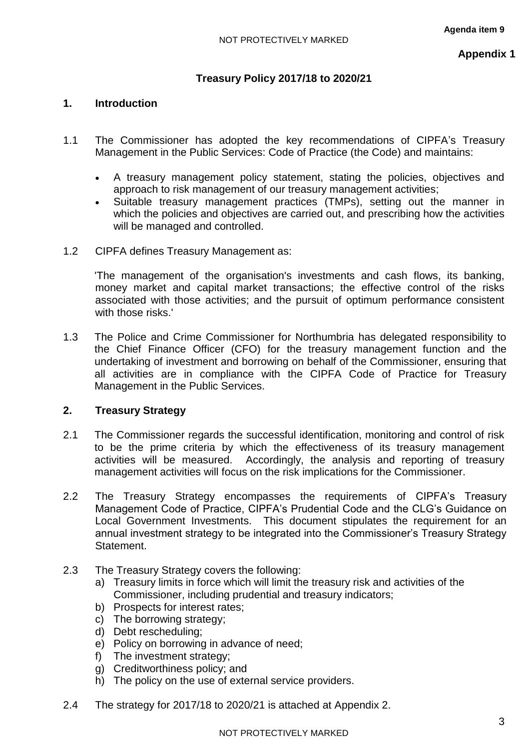Agenda item 9

**Appendix 1**

## Treasury Policy 2017/18 to 2020/21

### 1. Introduction

1.1 The Commissioner has adopted the key recommendations of CIPFA's Treasury Management in the Public Services: Code of Practice (the Code) and maintains:

- A treasury management policy statement, stating the policies, objectives and approach to risk management of our treasury management activities;
- Suitable treasury management practices (TMPs), setting out the manner in which the policies and objectives are carried out, and prescribing how the activities will be managed and controlled.

1.2 CIPFA defines Treasury Management as:

'The management of the organisation's investments and cash flows, its banking, money market and capital market transactions; the effective control of the risks associated with those activities; and the pursuit of optimum performance consistent with those risks.'

1.3 The Police and Crime Commissioner for Northumbria has delegated responsibility to the Chief Finance Officer (CFO) for the treasury management function and the undertaking of investment and borrowing on behalf of the Commissioner, ensuring that all activities are in compliance with the CIPFA Code of Practice for Treasury Management in the Public Services.

### 2. Treasury Strategy

2.1 The Commissioner regards the successful identification, monitoring and control of risk to be the prime criteria by which the effectiveness of its treasury management activities will be measured. Accordingly, the analysis and reporting of treasury management activities will focus on the risk implications for the Commissioner.

2.2 The Treasury Strategy encompasses the requirements of CIPFA's Treasury Management Code of Practice, CIPFA's Prudential Code and the CLG's Guidance on Local Government Investments. This document stipulates the requirement for an annual investment strategy to be integrated into the Commissioner's Treasury Strategy Statement.

2.3 The Treasury Strategy covers the following:

a) Treasury limits in force which will limit the treasury risk and activities of the Commissioner, including prudential and treasury indicators;
b) Prospects for interest rates;
c) The borrowing strategy;
d) Debt rescheduling;
e) Policy on borrowing in advance of need;
f) The investment strategy;
g) Creditworthiness policy; and
h) The policy on the use of external service providers.

2.4 The strategy for 2017/18 to 2020/21 is attached at Appendix 2.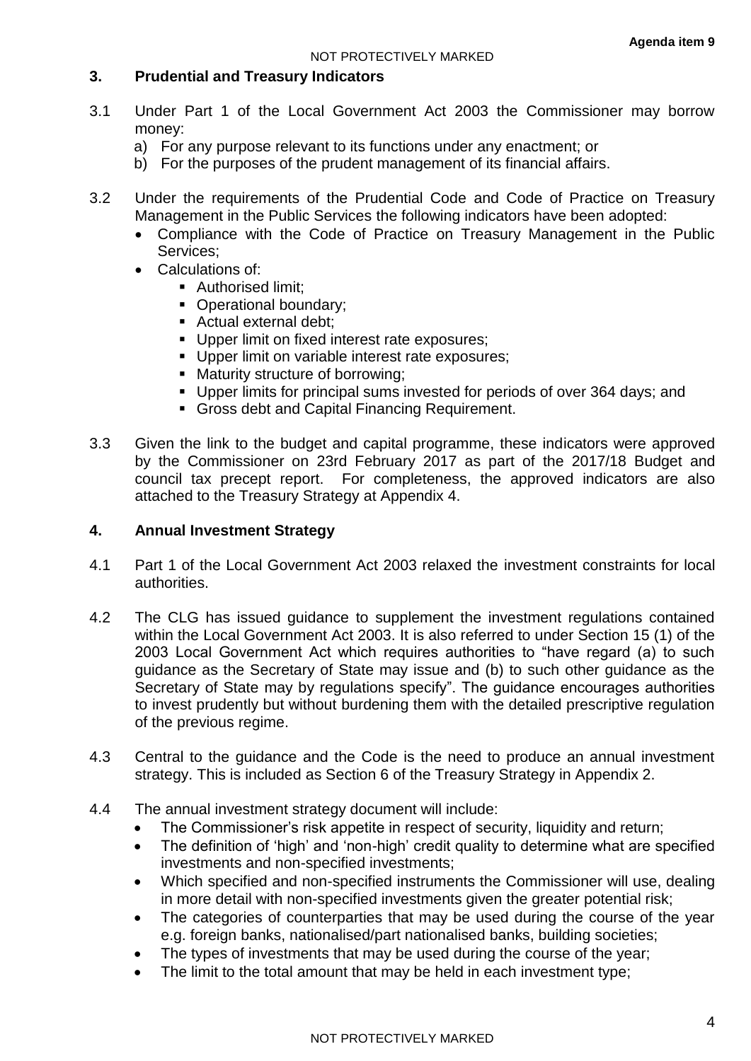## 3. Prudential and Treasury Indicators

3.1 Under Part 1 of the Local Government Act 2003 the Commissioner may borrow money:

a) For any purpose relevant to its functions under any enactment; or
b) For the purposes of the prudent management of its financial affairs.

3.2 Under the requirements of the Prudential Code and Code of Practice on Treasury Management in the Public Services the following indicators have been adopted:

- Compliance with the Code of Practice on Treasury Management in the Public Services;
- Calculations of:
  - Authorised limit;
  - Operational boundary;
  - Actual external debt;
  - Upper limit on fixed interest rate exposures;
  - Upper limit on variable interest rate exposures;
  - Maturity structure of borrowing;
  - Upper limits for principal sums invested for periods of over 364 days; and
  - Gross debt and Capital Financing Requirement.

3.3 Given the link to the budget and capital programme, these indicators were approved by the Commissioner on 23rd February 2017 as part of the 2017/18 Budget and council tax precept report. For completeness, the approved indicators are also attached to the Treasury Strategy at Appendix 4.

## 4. Annual Investment Strategy

4.1 Part 1 of the Local Government Act 2003 relaxed the investment constraints for local authorities.

4.2 The CLG has issued guidance to supplement the investment regulations contained within the Local Government Act 2003. It is also referred to under Section 15 (1) of the 2003 Local Government Act which requires authorities to "have regard (a) to such guidance as the Secretary of State may issue and (b) to such other guidance as the Secretary of State may by regulations specify". The guidance encourages authorities to invest prudently but without burdening them with the detailed prescriptive regulation of the previous regime.

4.3 Central to the guidance and the Code is the need to produce an annual investment strategy. This is included as Section 6 of the Treasury Strategy in Appendix 2.

4.4 The annual investment strategy document will include:

- The Commissioner's risk appetite in respect of security, liquidity and return;
- The definition of 'high' and 'non-high' credit quality to determine what are specified investments and non-specified investments;
- Which specified and non-specified instruments the Commissioner will use, dealing in more detail with non-specified investments given the greater potential risk;
- The categories of counterparties that may be used during the course of the year e.g. foreign banks, nationalised/part nationalised banks, building societies;
- The types of investments that may be used during the course of the year;
- The limit to the total amount that may be held in each investment type;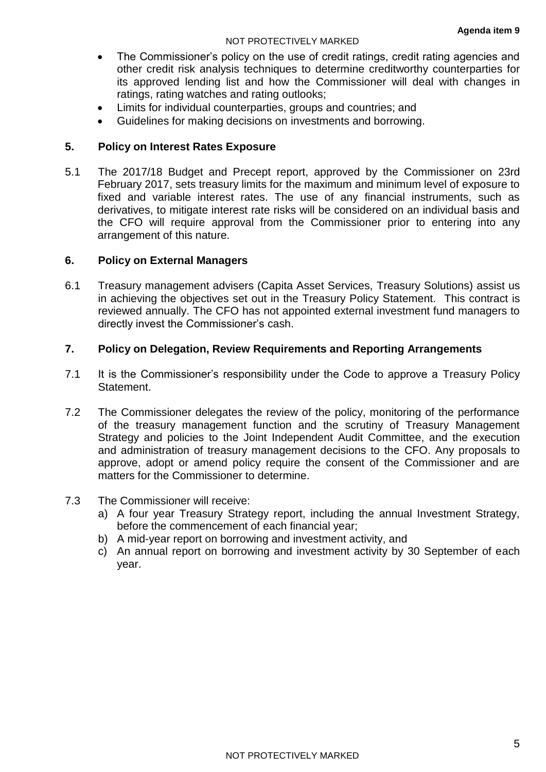- The Commissioner's policy on the use of credit ratings, credit rating agencies and other credit risk analysis techniques to determine creditworthy counterparties for its approved lending list and how the Commissioner will deal with changes in ratings, rating watches and rating outlooks;
- Limits for individual counterparties, groups and countries; and
- Guidelines for making decisions on investments and borrowing.

## 5. Policy on Interest Rates Exposure

5.1 The 2017/18 Budget and Precept report, approved by the Commissioner on 23rd February 2017, sets treasury limits for the maximum and minimum level of exposure to fixed and variable interest rates. The use of any financial instruments, such as derivatives, to mitigate interest rate risks will be considered on an individual basis and the CFO will require approval from the Commissioner prior to entering into any arrangement of this nature.

## 6. Policy on External Managers

6.1 Treasury management advisers (Capita Asset Services, Treasury Solutions) assist us in achieving the objectives set out in the Treasury Policy Statement. This contract is reviewed annually. The CFO has not appointed external investment fund managers to directly invest the Commissioner's cash.

## 7. Policy on Delegation, Review Requirements and Reporting Arrangements

7.1 It is the Commissioner's responsibility under the Code to approve a Treasury Policy Statement.

7.2 The Commissioner delegates the review of the policy, monitoring of the performance of the treasury management function and the scrutiny of Treasury Management Strategy and policies to the Joint Independent Audit Committee, and the execution and administration of treasury management decisions to the CFO. Any proposals to approve, adopt or amend policy require the consent of the Commissioner and are matters for the Commissioner to determine.

7.3 The Commissioner will receive:

a) A four year Treasury Strategy report, including the annual Investment Strategy, before the commencement of each financial year;

b) A mid-year report on borrowing and investment activity, and

c) An annual report on borrowing and investment activity by 30 September of each year.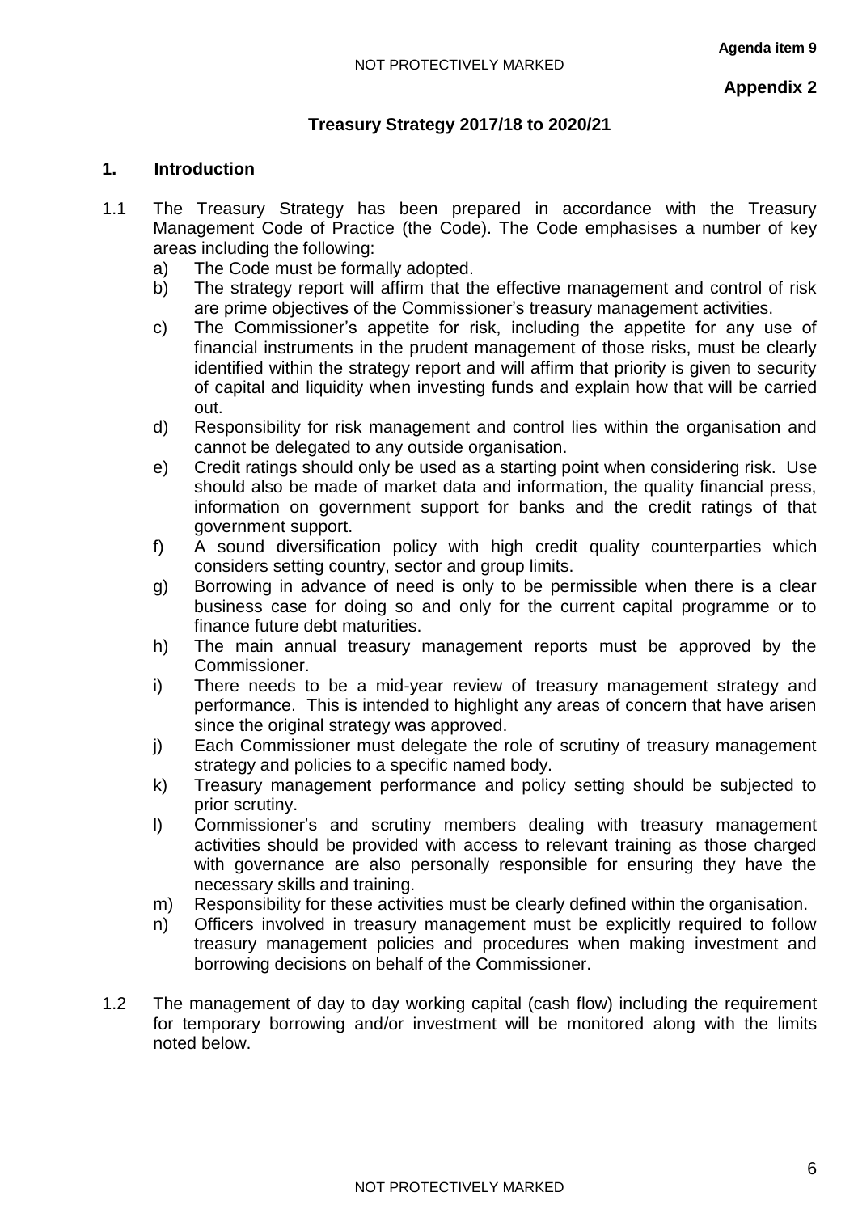Agenda item 9

**Appendix 2**

## Treasury Strategy 2017/18 to 2020/21

### 1. Introduction

1.1 The Treasury Strategy has been prepared in accordance with the Treasury Management Code of Practice (the Code). The Code emphasises a number of key areas including the following:

a) The Code must be formally adopted.

b) The strategy report will affirm that the effective management and control of risk are prime objectives of the Commissioner's treasury management activities.

c) The Commissioner's appetite for risk, including the appetite for any use of financial instruments in the prudent management of those risks, must be clearly identified within the strategy report and will affirm that priority is given to security of capital and liquidity when investing funds and explain how that will be carried out.

d) Responsibility for risk management and control lies within the organisation and cannot be delegated to any outside organisation.

e) Credit ratings should only be used as a starting point when considering risk. Use should also be made of market data and information, the quality financial press, information on government support for banks and the credit ratings of that government support.

f) A sound diversification policy with high credit quality counterparties which considers setting country, sector and group limits.

g) Borrowing in advance of need is only to be permissible when there is a clear business case for doing so and only for the current capital programme or to finance future debt maturities.

h) The main annual treasury management reports must be approved by the Commissioner.

i) There needs to be a mid-year review of treasury management strategy and performance. This is intended to highlight any areas of concern that have arisen since the original strategy was approved.

j) Each Commissioner must delegate the role of scrutiny of treasury management strategy and policies to a specific named body.

k) Treasury management performance and policy setting should be subjected to prior scrutiny.

l) Commissioner's and scrutiny members dealing with treasury management activities should be provided with access to relevant training as those charged with governance are also personally responsible for ensuring they have the necessary skills and training.

m) Responsibility for these activities must be clearly defined within the organisation.

n) Officers involved in treasury management must be explicitly required to follow treasury management policies and procedures when making investment and borrowing decisions on behalf of the Commissioner.

1.2 The management of day to day working capital (cash flow) including the requirement for temporary borrowing and/or investment will be monitored along with the limits noted below.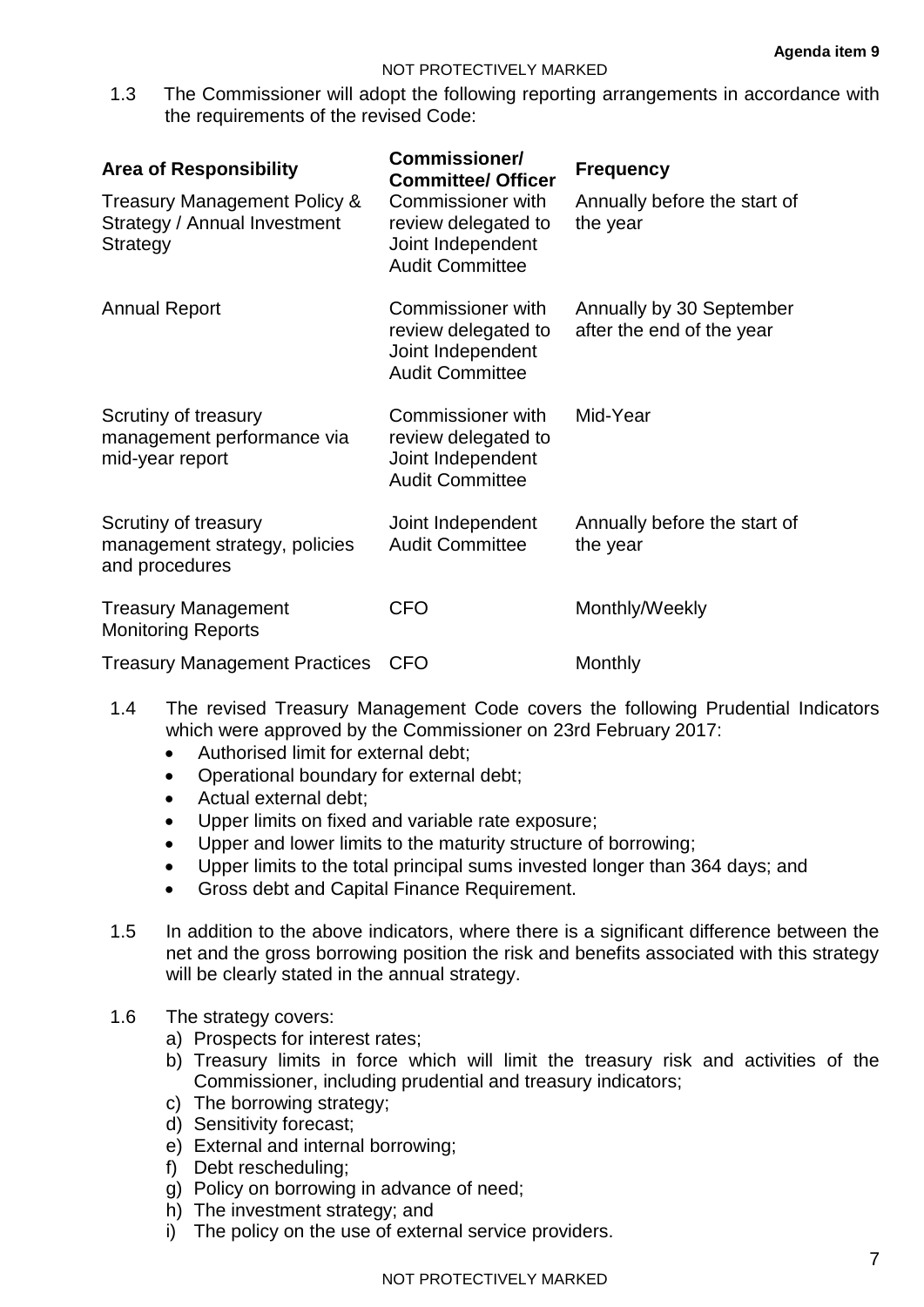1.3 The Commissioner will adopt the following reporting arrangements in accordance with the requirements of the revised Code:

| Area of Responsibility | Commissioner/ Committee/ Officer | Frequency |
|---|---|---|
| Treasury Management Policy & Strategy / Annual Investment Strategy | Commissioner with review delegated to Joint Independent Audit Committee | Annually before the start of the year |
| Annual Report | Commissioner with review delegated to Joint Independent Audit Committee | Annually by 30 September after the end of the year |
| Scrutiny of treasury management performance via mid-year report | Commissioner with review delegated to Joint Independent Audit Committee | Mid-Year |
| Scrutiny of treasury management strategy, policies and procedures | Joint Independent Audit Committee | Annually before the start of the year |
| Treasury Management Monitoring Reports | CFO | Monthly/Weekly |
| Treasury Management Practices | CFO | Monthly |

1.4 The revised Treasury Management Code covers the following Prudential Indicators which were approved by the Commissioner on 23rd February 2017:

- Authorised limit for external debt;
- Operational boundary for external debt;
- Actual external debt;
- Upper limits on fixed and variable rate exposure;
- Upper and lower limits to the maturity structure of borrowing;
- Upper limits to the total principal sums invested longer than 364 days; and
- Gross debt and Capital Finance Requirement.

1.5 In addition to the above indicators, where there is a significant difference between the net and the gross borrowing position the risk and benefits associated with this strategy will be clearly stated in the annual strategy.

1.6 The strategy covers:

a) Prospects for interest rates;
b) Treasury limits in force which will limit the treasury risk and activities of the Commissioner, including prudential and treasury indicators;
c) The borrowing strategy;
d) Sensitivity forecast;
e) External and internal borrowing;
f) Debt rescheduling;
g) Policy on borrowing in advance of need;
h) The investment strategy; and
i) The policy on the use of external service providers.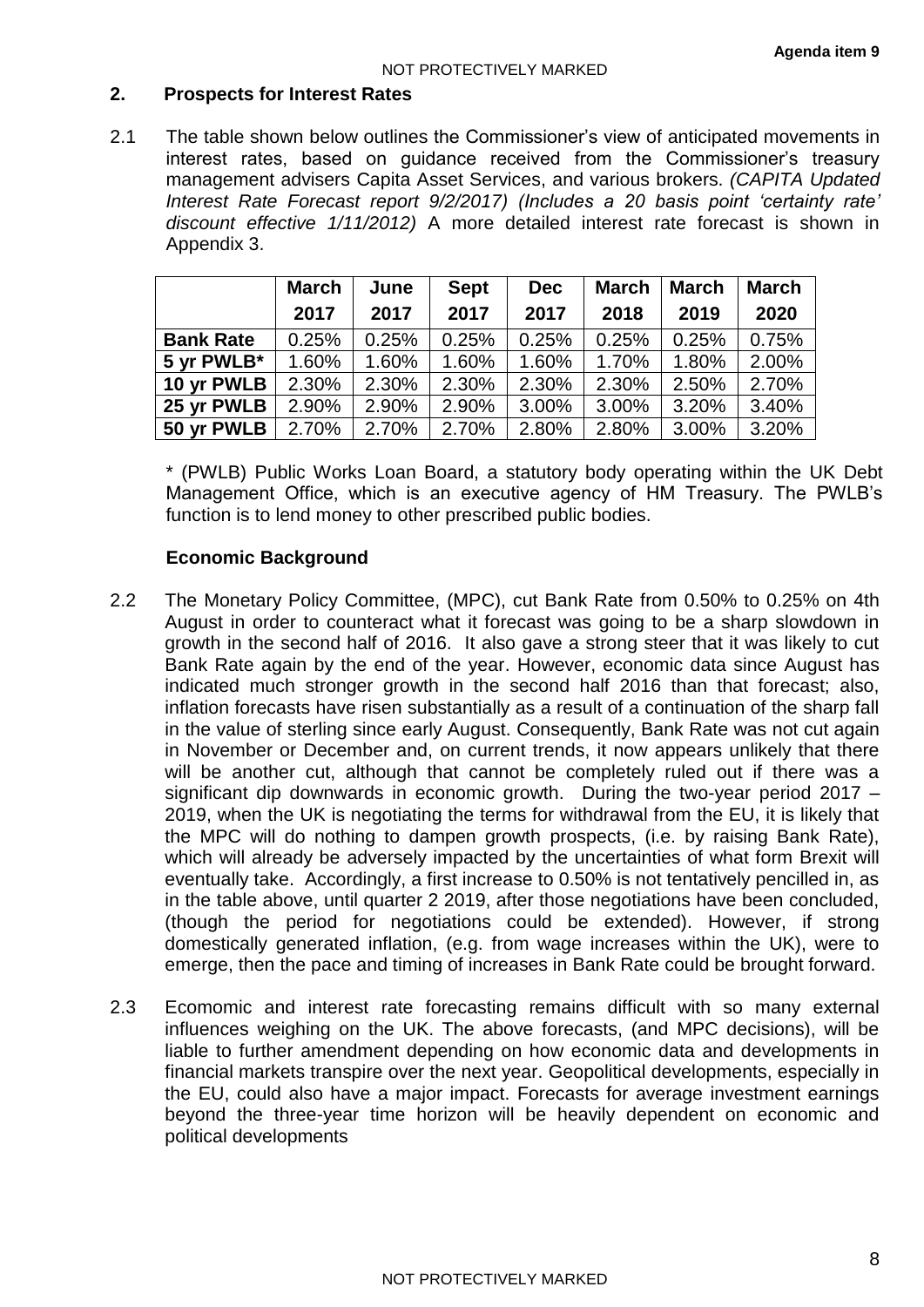## 2. Prospects for Interest Rates

2.1 The table shown below outlines the Commissioner's view of anticipated movements in interest rates, based on guidance received from the Commissioner's treasury management advisers Capita Asset Services, and various brokers. *(CAPITA Updated Interest Rate Forecast report 9/2/2017) (Includes a 20 basis point 'certainty rate' discount effective 1/11/2012)* A more detailed interest rate forecast is shown in Appendix 3.

| | March 2017 | June 2017 | Sept 2017 | Dec 2017 | March 2018 | March 2019 | March 2020 |
|---|---|---|---|---|---|---|---|
| **Bank Rate** | 0.25% | 0.25% | 0.25% | 0.25% | 0.25% | 0.25% | 0.75% |
| **5 yr PWLB*** | 1.60% | 1.60% | 1.60% | 1.60% | 1.70% | 1.80% | 2.00% |
| **10 yr PWLB** | 2.30% | 2.30% | 2.30% | 2.30% | 2.30% | 2.50% | 2.70% |
| **25 yr PWLB** | 2.90% | 2.90% | 2.90% | 3.00% | 3.00% | 3.20% | 3.40% |
| **50 yr PWLB** | 2.70% | 2.70% | 2.70% | 2.80% | 2.80% | 3.00% | 3.20% |

* (PWLB) Public Works Loan Board, a statutory body operating within the UK Debt Management Office, which is an executive agency of HM Treasury. The PWLB's function is to lend money to other prescribed public bodies.

### Economic Background

2.2 The Monetary Policy Committee, (MPC), cut Bank Rate from 0.50% to 0.25% on 4th August in order to counteract what it forecast was going to be a sharp slowdown in growth in the second half of 2016. It also gave a strong steer that it was likely to cut Bank Rate again by the end of the year. However, economic data since August has indicated much stronger growth in the second half 2016 than that forecast; also, inflation forecasts have risen substantially as a result of a continuation of the sharp fall in the value of sterling since early August. Consequently, Bank Rate was not cut again in November or December and, on current trends, it now appears unlikely that there will be another cut, although that cannot be completely ruled out if there was a significant dip downwards in economic growth. During the two-year period 2017 – 2019, when the UK is negotiating the terms for withdrawal from the EU, it is likely that the MPC will do nothing to dampen growth prospects, (i.e. by raising Bank Rate), which will already be adversely impacted by the uncertainties of what form Brexit will eventually take. Accordingly, a first increase to 0.50% is not tentatively pencilled in, as in the table above, until quarter 2 2019, after those negotiations have been concluded, (though the period for negotiations could be extended). However, if strong domestically generated inflation, (e.g. from wage increases within the UK), were to emerge, then the pace and timing of increases in Bank Rate could be brought forward.

2.3 Ecomomic and interest rate forecasting remains difficult with so many external influences weighing on the UK. The above forecasts, (and MPC decisions), will be liable to further amendment depending on how economic data and developments in financial markets transpire over the next year. Geopolitical developments, especially in the EU, could also have a major impact. Forecasts for average investment earnings beyond the three-year time horizon will be heavily dependent on economic and political developments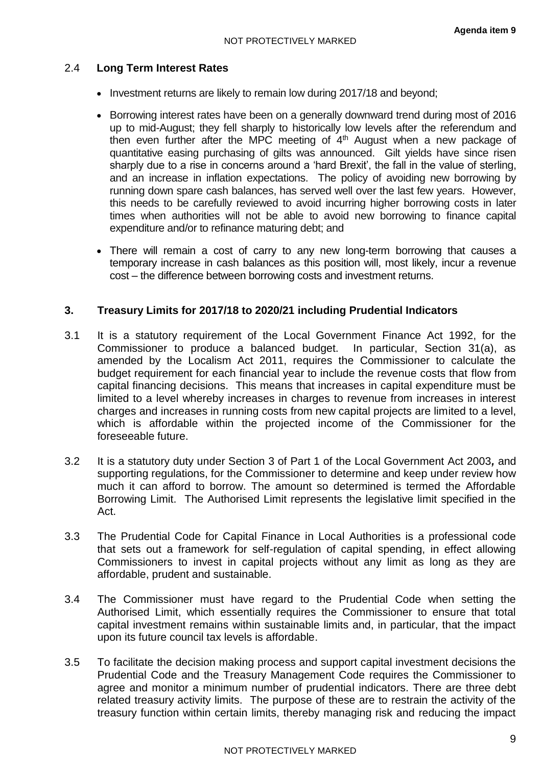### 2.4 **Long Term Interest Rates**

- Investment returns are likely to remain low during 2017/18 and beyond;
- Borrowing interest rates have been on a generally downward trend during most of 2016 up to mid-August; they fell sharply to historically low levels after the referendum and then even further after the MPC meeting of 4th August when a new package of quantitative easing purchasing of gilts was announced. Gilt yields have since risen sharply due to a rise in concerns around a 'hard Brexit', the fall in the value of sterling, and an increase in inflation expectations. The policy of avoiding new borrowing by running down spare cash balances, has served well over the last few years. However, this needs to be carefully reviewed to avoid incurring higher borrowing costs in later times when authorities will not be able to avoid new borrowing to finance capital expenditure and/or to refinance maturing debt; and
- There will remain a cost of carry to any new long-term borrowing that causes a temporary increase in cash balances as this position will, most likely, incur a revenue cost – the difference between borrowing costs and investment returns.

## 3. Treasury Limits for 2017/18 to 2020/21 including Prudential Indicators

3.1 It is a statutory requirement of the Local Government Finance Act 1992, for the Commissioner to produce a balanced budget. In particular, Section 31(a), as amended by the Localism Act 2011, requires the Commissioner to calculate the budget requirement for each financial year to include the revenue costs that flow from capital financing decisions. This means that increases in capital expenditure must be limited to a level whereby increases in charges to revenue from increases in interest charges and increases in running costs from new capital projects are limited to a level, which is affordable within the projected income of the Commissioner for the foreseeable future.

3.2 It is a statutory duty under Section 3 of Part 1 of the Local Government Act 2003*,* and supporting regulations, for the Commissioner to determine and keep under review how much it can afford to borrow. The amount so determined is termed the Affordable Borrowing Limit. The Authorised Limit represents the legislative limit specified in the Act.

3.3 The Prudential Code for Capital Finance in Local Authorities is a professional code that sets out a framework for self-regulation of capital spending, in effect allowing Commissioners to invest in capital projects without any limit as long as they are affordable, prudent and sustainable.

3.4 The Commissioner must have regard to the Prudential Code when setting the Authorised Limit, which essentially requires the Commissioner to ensure that total capital investment remains within sustainable limits and, in particular, that the impact upon its future council tax levels is affordable.

3.5 To facilitate the decision making process and support capital investment decisions the Prudential Code and the Treasury Management Code requires the Commissioner to agree and monitor a minimum number of prudential indicators. There are three debt related treasury activity limits. The purpose of these are to restrain the activity of the treasury function within certain limits, thereby managing risk and reducing the impact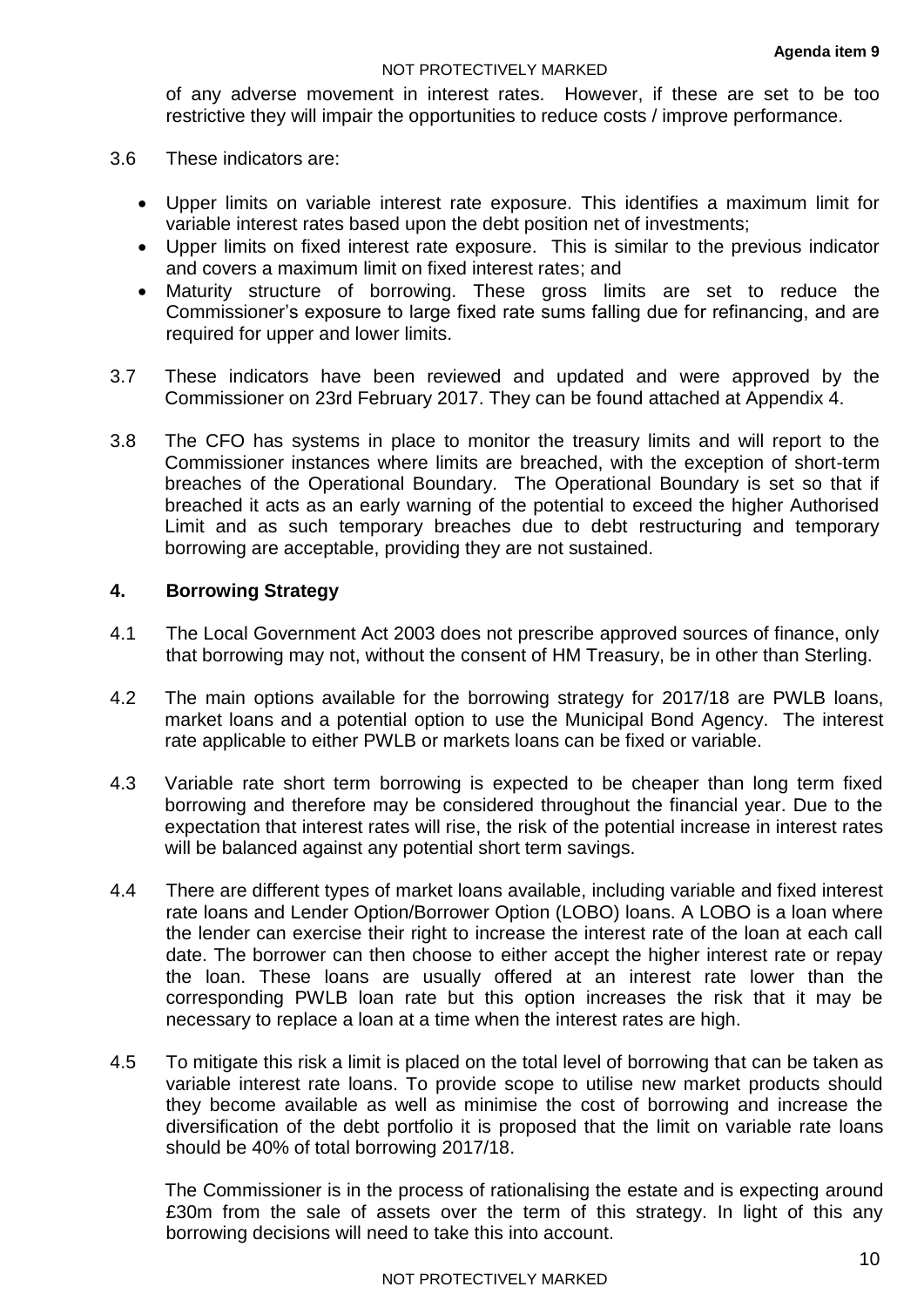of any adverse movement in interest rates. However, if these are set to be too restrictive they will impair the opportunities to reduce costs / improve performance.

3.6 These indicators are:

- Upper limits on variable interest rate exposure. This identifies a maximum limit for variable interest rates based upon the debt position net of investments;
- Upper limits on fixed interest rate exposure. This is similar to the previous indicator and covers a maximum limit on fixed interest rates; and
- Maturity structure of borrowing. These gross limits are set to reduce the Commissioner's exposure to large fixed rate sums falling due for refinancing, and are required for upper and lower limits.

3.7 These indicators have been reviewed and updated and were approved by the Commissioner on 23rd February 2017. They can be found attached at Appendix 4.

3.8 The CFO has systems in place to monitor the treasury limits and will report to the Commissioner instances where limits are breached, with the exception of short-term breaches of the Operational Boundary. The Operational Boundary is set so that if breached it acts as an early warning of the potential to exceed the higher Authorised Limit and as such temporary breaches due to debt restructuring and temporary borrowing are acceptable, providing they are not sustained.

## 4. Borrowing Strategy

4.1 The Local Government Act 2003 does not prescribe approved sources of finance, only that borrowing may not, without the consent of HM Treasury, be in other than Sterling.

4.2 The main options available for the borrowing strategy for 2017/18 are PWLB loans, market loans and a potential option to use the Municipal Bond Agency. The interest rate applicable to either PWLB or markets loans can be fixed or variable.

4.3 Variable rate short term borrowing is expected to be cheaper than long term fixed borrowing and therefore may be considered throughout the financial year. Due to the expectation that interest rates will rise, the risk of the potential increase in interest rates will be balanced against any potential short term savings.

4.4 There are different types of market loans available, including variable and fixed interest rate loans and Lender Option/Borrower Option (LOBO) loans. A LOBO is a loan where the lender can exercise their right to increase the interest rate of the loan at each call date. The borrower can then choose to either accept the higher interest rate or repay the loan. These loans are usually offered at an interest rate lower than the corresponding PWLB loan rate but this option increases the risk that it may be necessary to replace a loan at a time when the interest rates are high.

4.5 To mitigate this risk a limit is placed on the total level of borrowing that can be taken as variable interest rate loans. To provide scope to utilise new market products should they become available as well as minimise the cost of borrowing and increase the diversification of the debt portfolio it is proposed that the limit on variable rate loans should be 40% of total borrowing 2017/18.

The Commissioner is in the process of rationalising the estate and is expecting around £30m from the sale of assets over the term of this strategy. In light of this any borrowing decisions will need to take this into account.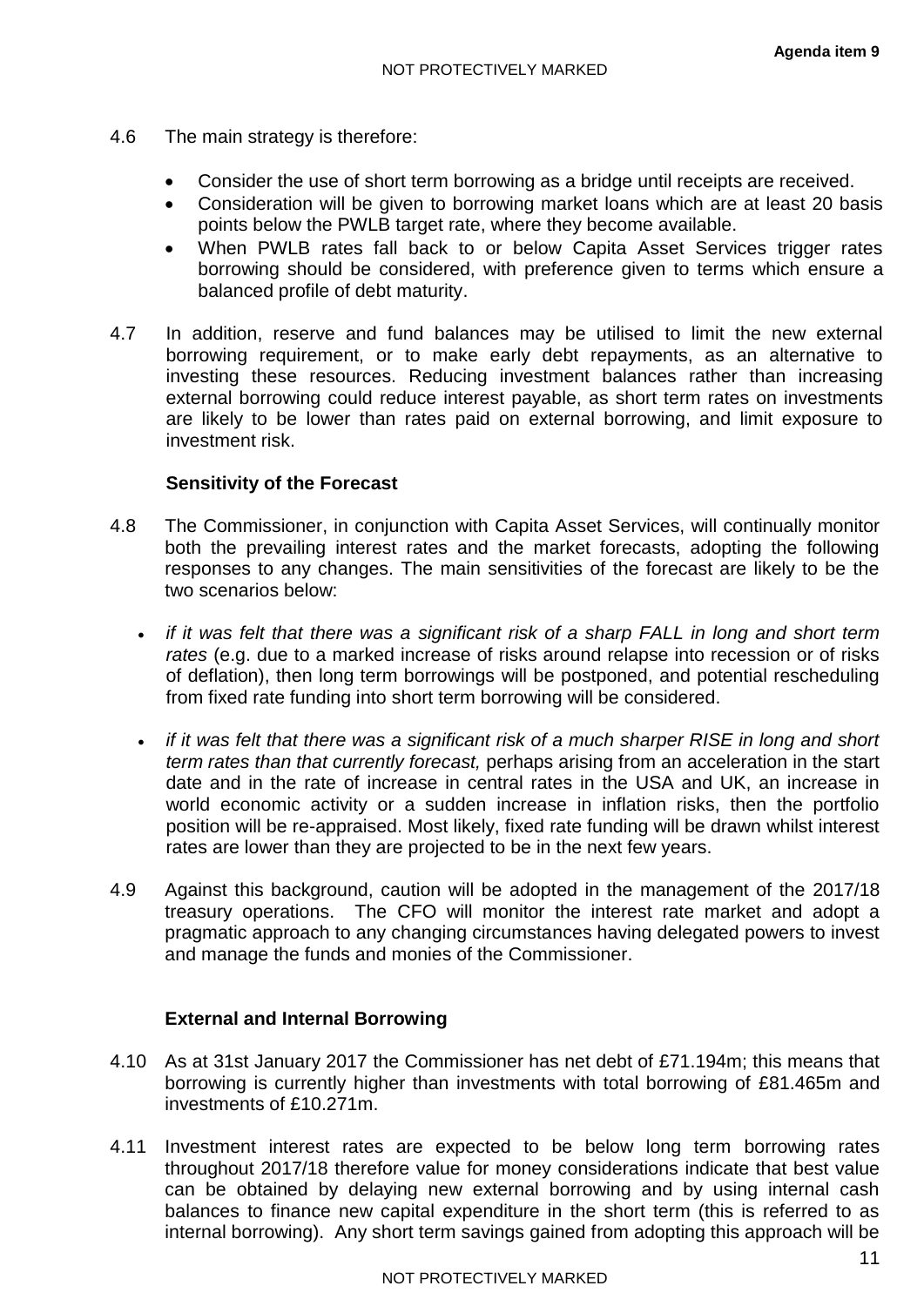4.6 The main strategy is therefore:

- Consider the use of short term borrowing as a bridge until receipts are received.
- Consideration will be given to borrowing market loans which are at least 20 basis points below the PWLB target rate, where they become available.
- When PWLB rates fall back to or below Capita Asset Services trigger rates borrowing should be considered, with preference given to terms which ensure a balanced profile of debt maturity.

4.7 In addition, reserve and fund balances may be utilised to limit the new external borrowing requirement, or to make early debt repayments, as an alternative to investing these resources. Reducing investment balances rather than increasing external borrowing could reduce interest payable, as short term rates on investments are likely to be lower than rates paid on external borrowing, and limit exposure to investment risk.

**Sensitivity of the Forecast**

4.8 The Commissioner, in conjunction with Capita Asset Services, will continually monitor both the prevailing interest rates and the market forecasts, adopting the following responses to any changes. The main sensitivities of the forecast are likely to be the two scenarios below:

- *if it was felt that there was a significant risk of a sharp FALL in long and short term rates* (e.g. due to a marked increase of risks around relapse into recession or of risks of deflation), then long term borrowings will be postponed, and potential rescheduling from fixed rate funding into short term borrowing will be considered.

- *if it was felt that there was a significant risk of a much sharper RISE in long and short term rates than that currently forecast,* perhaps arising from an acceleration in the start date and in the rate of increase in central rates in the USA and UK, an increase in world economic activity or a sudden increase in inflation risks, then the portfolio position will be re-appraised. Most likely, fixed rate funding will be drawn whilst interest rates are lower than they are projected to be in the next few years.

4.9 Against this background, caution will be adopted in the management of the 2017/18 treasury operations. The CFO will monitor the interest rate market and adopt a pragmatic approach to any changing circumstances having delegated powers to invest and manage the funds and monies of the Commissioner.

**External and Internal Borrowing**

4.10 As at 31st January 2017 the Commissioner has net debt of £71.194m; this means that borrowing is currently higher than investments with total borrowing of £81.465m and investments of £10.271m.

4.11 Investment interest rates are expected to be below long term borrowing rates throughout 2017/18 therefore value for money considerations indicate that best value can be obtained by delaying new external borrowing and by using internal cash balances to finance new capital expenditure in the short term (this is referred to as internal borrowing). Any short term savings gained from adopting this approach will be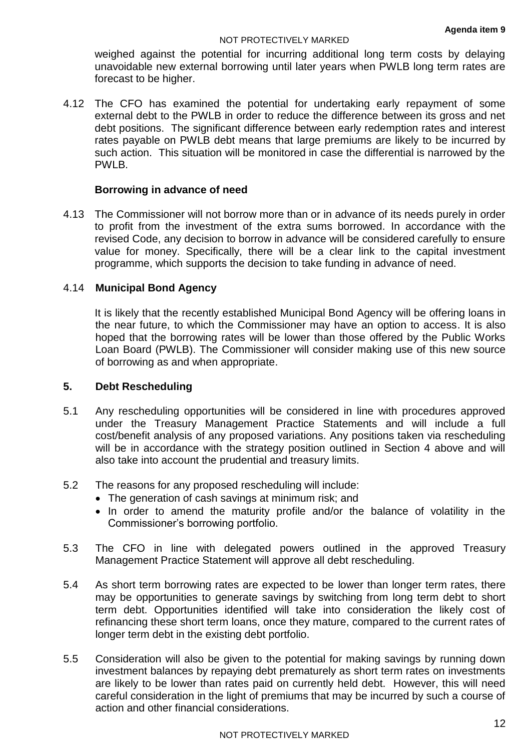weighed against the potential for incurring additional long term costs by delaying unavoidable new external borrowing until later years when PWLB long term rates are forecast to be higher.

4.12 The CFO has examined the potential for undertaking early repayment of some external debt to the PWLB in order to reduce the difference between its gross and net debt positions. The significant difference between early redemption rates and interest rates payable on PWLB debt means that large premiums are likely to be incurred by such action. This situation will be monitored in case the differential is narrowed by the PWLB.

**Borrowing in advance of need**

4.13 The Commissioner will not borrow more than or in advance of its needs purely in order to profit from the investment of the extra sums borrowed. In accordance with the revised Code, any decision to borrow in advance will be considered carefully to ensure value for money. Specifically, there will be a clear link to the capital investment programme, which supports the decision to take funding in advance of need.

4.14 **Municipal Bond Agency**

It is likely that the recently established Municipal Bond Agency will be offering loans in the near future, to which the Commissioner may have an option to access. It is also hoped that the borrowing rates will be lower than those offered by the Public Works Loan Board (PWLB). The Commissioner will consider making use of this new source of borrowing as and when appropriate.

## 5. Debt Rescheduling

5.1 Any rescheduling opportunities will be considered in line with procedures approved under the Treasury Management Practice Statements and will include a full cost/benefit analysis of any proposed variations. Any positions taken via rescheduling will be in accordance with the strategy position outlined in Section 4 above and will also take into account the prudential and treasury limits.

5.2 The reasons for any proposed rescheduling will include:
- The generation of cash savings at minimum risk; and
- In order to amend the maturity profile and/or the balance of volatility in the Commissioner's borrowing portfolio.

5.3 The CFO in line with delegated powers outlined in the approved Treasury Management Practice Statement will approve all debt rescheduling.

5.4 As short term borrowing rates are expected to be lower than longer term rates, there may be opportunities to generate savings by switching from long term debt to short term debt. Opportunities identified will take into consideration the likely cost of refinancing these short term loans, once they mature, compared to the current rates of longer term debt in the existing debt portfolio.

5.5 Consideration will also be given to the potential for making savings by running down investment balances by repaying debt prematurely as short term rates on investments are likely to be lower than rates paid on currently held debt. However, this will need careful consideration in the light of premiums that may be incurred by such a course of action and other financial considerations.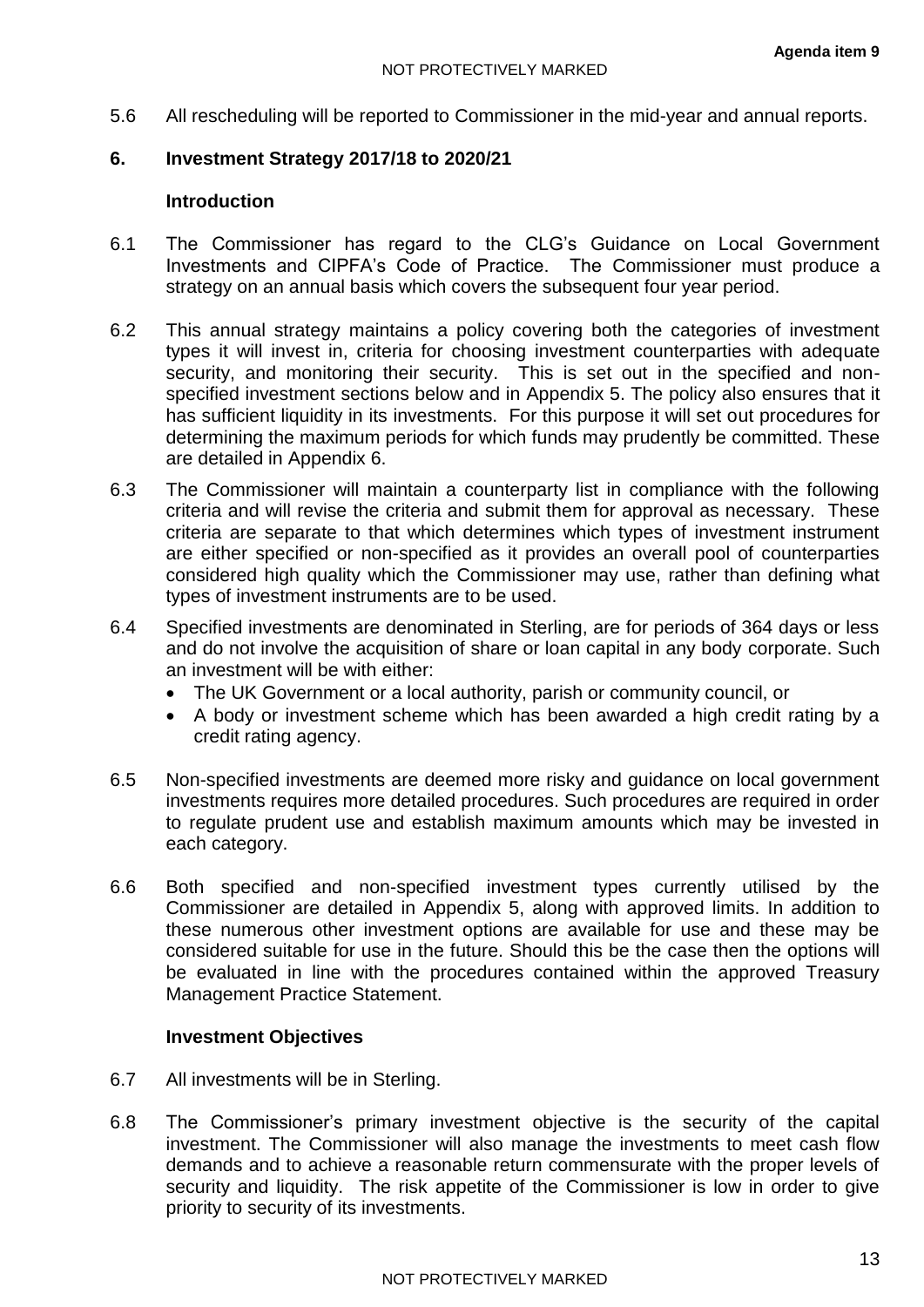5.6 All rescheduling will be reported to Commissioner in the mid-year and annual reports.

## 6. Investment Strategy 2017/18 to 2020/21

### Introduction

6.1 The Commissioner has regard to the CLG's Guidance on Local Government Investments and CIPFA's Code of Practice. The Commissioner must produce a strategy on an annual basis which covers the subsequent four year period.

6.2 This annual strategy maintains a policy covering both the categories of investment types it will invest in, criteria for choosing investment counterparties with adequate security, and monitoring their security. This is set out in the specified and non-specified investment sections below and in Appendix 5. The policy also ensures that it has sufficient liquidity in its investments. For this purpose it will set out procedures for determining the maximum periods for which funds may prudently be committed. These are detailed in Appendix 6.

6.3 The Commissioner will maintain a counterparty list in compliance with the following criteria and will revise the criteria and submit them for approval as necessary. These criteria are separate to that which determines which types of investment instrument are either specified or non-specified as it provides an overall pool of counterparties considered high quality which the Commissioner may use, rather than defining what types of investment instruments are to be used.

6.4 Specified investments are denominated in Sterling, are for periods of 364 days or less and do not involve the acquisition of share or loan capital in any body corporate. Such an investment will be with either:

- The UK Government or a local authority, parish or community council, or
- A body or investment scheme which has been awarded a high credit rating by a credit rating agency.

6.5 Non-specified investments are deemed more risky and guidance on local government investments requires more detailed procedures. Such procedures are required in order to regulate prudent use and establish maximum amounts which may be invested in each category.

6.6 Both specified and non-specified investment types currently utilised by the Commissioner are detailed in Appendix 5, along with approved limits. In addition to these numerous other investment options are available for use and these may be considered suitable for use in the future. Should this be the case then the options will be evaluated in line with the procedures contained within the approved Treasury Management Practice Statement.

### Investment Objectives

6.7 All investments will be in Sterling.

6.8 The Commissioner's primary investment objective is the security of the capital investment. The Commissioner will also manage the investments to meet cash flow demands and to achieve a reasonable return commensurate with the proper levels of security and liquidity. The risk appetite of the Commissioner is low in order to give priority to security of its investments.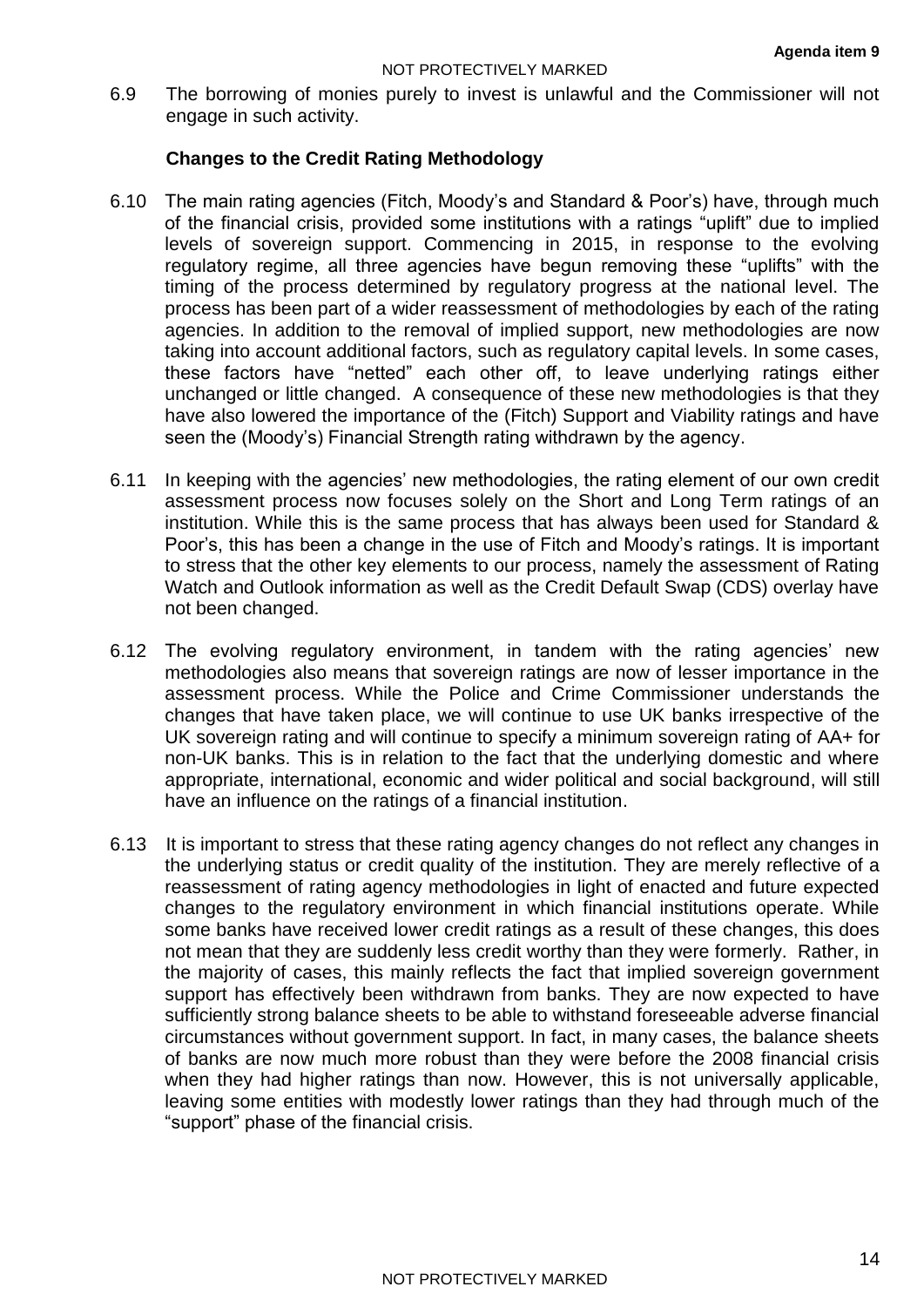6.9 The borrowing of monies purely to invest is unlawful and the Commissioner will not engage in such activity.

**Changes to the Credit Rating Methodology**

6.10 The main rating agencies (Fitch, Moody's and Standard & Poor's) have, through much of the financial crisis, provided some institutions with a ratings "uplift" due to implied levels of sovereign support. Commencing in 2015, in response to the evolving regulatory regime, all three agencies have begun removing these "uplifts" with the timing of the process determined by regulatory progress at the national level. The process has been part of a wider reassessment of methodologies by each of the rating agencies. In addition to the removal of implied support, new methodologies are now taking into account additional factors, such as regulatory capital levels. In some cases, these factors have "netted" each other off, to leave underlying ratings either unchanged or little changed. A consequence of these new methodologies is that they have also lowered the importance of the (Fitch) Support and Viability ratings and have seen the (Moody's) Financial Strength rating withdrawn by the agency.

6.11 In keeping with the agencies' new methodologies, the rating element of our own credit assessment process now focuses solely on the Short and Long Term ratings of an institution. While this is the same process that has always been used for Standard & Poor's, this has been a change in the use of Fitch and Moody's ratings. It is important to stress that the other key elements to our process, namely the assessment of Rating Watch and Outlook information as well as the Credit Default Swap (CDS) overlay have not been changed.

6.12 The evolving regulatory environment, in tandem with the rating agencies' new methodologies also means that sovereign ratings are now of lesser importance in the assessment process. While the Police and Crime Commissioner understands the changes that have taken place, we will continue to use UK banks irrespective of the UK sovereign rating and will continue to specify a minimum sovereign rating of AA+ for non-UK banks. This is in relation to the fact that the underlying domestic and where appropriate, international, economic and wider political and social background, will still have an influence on the ratings of a financial institution.

6.13 It is important to stress that these rating agency changes do not reflect any changes in the underlying status or credit quality of the institution. They are merely reflective of a reassessment of rating agency methodologies in light of enacted and future expected changes to the regulatory environment in which financial institutions operate. While some banks have received lower credit ratings as a result of these changes, this does not mean that they are suddenly less credit worthy than they were formerly. Rather, in the majority of cases, this mainly reflects the fact that implied sovereign government support has effectively been withdrawn from banks. They are now expected to have sufficiently strong balance sheets to be able to withstand foreseeable adverse financial circumstances without government support. In fact, in many cases, the balance sheets of banks are now much more robust than they were before the 2008 financial crisis when they had higher ratings than now. However, this is not universally applicable, leaving some entities with modestly lower ratings than they had through much of the "support" phase of the financial crisis.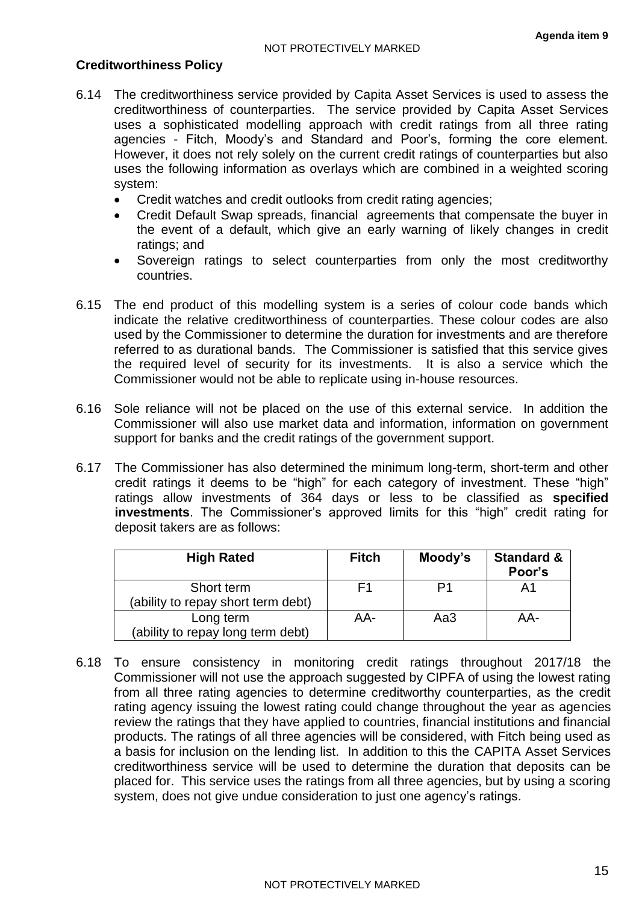### Creditworthiness Policy

6.14 The creditworthiness service provided by Capita Asset Services is used to assess the creditworthiness of counterparties. The service provided by Capita Asset Services uses a sophisticated modelling approach with credit ratings from all three rating agencies - Fitch, Moody's and Standard and Poor's, forming the core element. However, it does not rely solely on the current credit ratings of counterparties but also uses the following information as overlays which are combined in a weighted scoring system:

- Credit watches and credit outlooks from credit rating agencies;
- Credit Default Swap spreads, financial agreements that compensate the buyer in the event of a default, which give an early warning of likely changes in credit ratings; and
- Sovereign ratings to select counterparties from only the most creditworthy countries.

6.15 The end product of this modelling system is a series of colour code bands which indicate the relative creditworthiness of counterparties. These colour codes are also used by the Commissioner to determine the duration for investments and are therefore referred to as durational bands. The Commissioner is satisfied that this service gives the required level of security for its investments. It is also a service which the Commissioner would not be able to replicate using in-house resources.

6.16 Sole reliance will not be placed on the use of this external service. In addition the Commissioner will also use market data and information, information on government support for banks and the credit ratings of the government support.

6.17 The Commissioner has also determined the minimum long-term, short-term and other credit ratings it deems to be "high" for each category of investment. These "high" ratings allow investments of 364 days or less to be classified as **specified investments**. The Commissioner's approved limits for this "high" credit rating for deposit takers are as follows:

| High Rated | Fitch | Moody's | Standard & Poor's |
|---|---|---|---|
| Short term (ability to repay short term debt) | F1 | P1 | A1 |
| Long term (ability to repay long term debt) | AA- | Aa3 | AA- |

6.18 To ensure consistency in monitoring credit ratings throughout 2017/18 the Commissioner will not use the approach suggested by CIPFA of using the lowest rating from all three rating agencies to determine creditworthy counterparties, as the credit rating agency issuing the lowest rating could change throughout the year as agencies review the ratings that they have applied to countries, financial institutions and financial products. The ratings of all three agencies will be considered, with Fitch being used as a basis for inclusion on the lending list. In addition to this the CAPITA Asset Services creditworthiness service will be used to determine the duration that deposits can be placed for. This service uses the ratings from all three agencies, but by using a scoring system, does not give undue consideration to just one agency's ratings.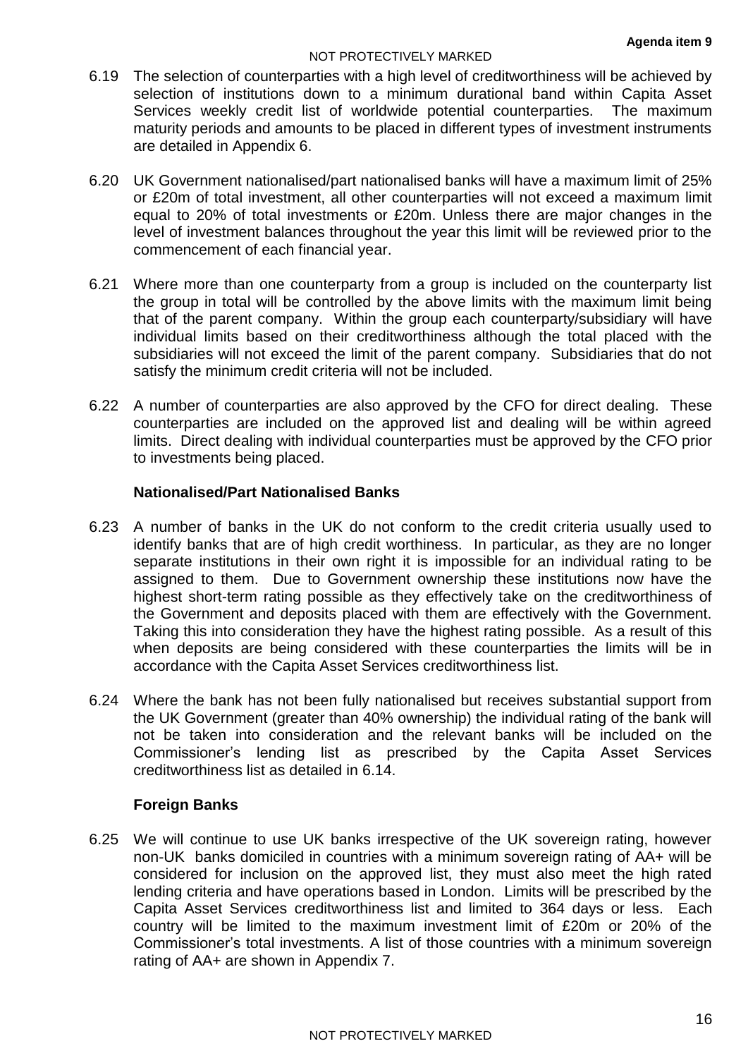6.19 The selection of counterparties with a high level of creditworthiness will be achieved by selection of institutions down to a minimum durational band within Capita Asset Services weekly credit list of worldwide potential counterparties. The maximum maturity periods and amounts to be placed in different types of investment instruments are detailed in Appendix 6.

6.20 UK Government nationalised/part nationalised banks will have a maximum limit of 25% or £20m of total investment, all other counterparties will not exceed a maximum limit equal to 20% of total investments or £20m. Unless there are major changes in the level of investment balances throughout the year this limit will be reviewed prior to the commencement of each financial year.

6.21 Where more than one counterparty from a group is included on the counterparty list the group in total will be controlled by the above limits with the maximum limit being that of the parent company. Within the group each counterparty/subsidiary will have individual limits based on their creditworthiness although the total placed with the subsidiaries will not exceed the limit of the parent company. Subsidiaries that do not satisfy the minimum credit criteria will not be included.

6.22 A number of counterparties are also approved by the CFO for direct dealing. These counterparties are included on the approved list and dealing will be within agreed limits. Direct dealing with individual counterparties must be approved by the CFO prior to investments being placed.

**Nationalised/Part Nationalised Banks**

6.23 A number of banks in the UK do not conform to the credit criteria usually used to identify banks that are of high credit worthiness. In particular, as they are no longer separate institutions in their own right it is impossible for an individual rating to be assigned to them. Due to Government ownership these institutions now have the highest short-term rating possible as they effectively take on the creditworthiness of the Government and deposits placed with them are effectively with the Government. Taking this into consideration they have the highest rating possible. As a result of this when deposits are being considered with these counterparties the limits will be in accordance with the Capita Asset Services creditworthiness list.

6.24 Where the bank has not been fully nationalised but receives substantial support from the UK Government (greater than 40% ownership) the individual rating of the bank will not be taken into consideration and the relevant banks will be included on the Commissioner's lending list as prescribed by the Capita Asset Services creditworthiness list as detailed in 6.14.

**Foreign Banks**

6.25 We will continue to use UK banks irrespective of the UK sovereign rating, however non-UK banks domiciled in countries with a minimum sovereign rating of AA+ will be considered for inclusion on the approved list, they must also meet the high rated lending criteria and have operations based in London. Limits will be prescribed by the Capita Asset Services creditworthiness list and limited to 364 days or less. Each country will be limited to the maximum investment limit of £20m or 20% of the Commissioner's total investments. A list of those countries with a minimum sovereign rating of AA+ are shown in Appendix 7.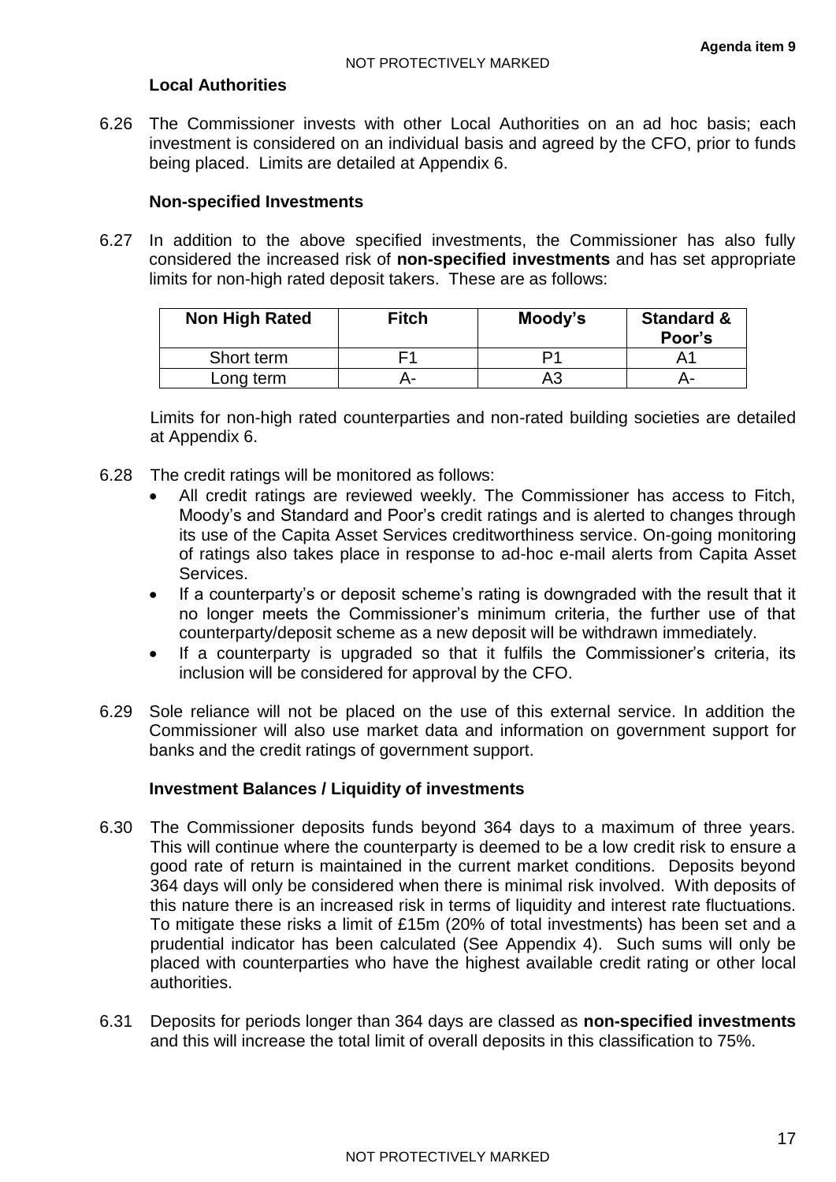### Local Authorities

6.26 The Commissioner invests with other Local Authorities on an ad hoc basis; each investment is considered on an individual basis and agreed by the CFO, prior to funds being placed. Limits are detailed at Appendix 6.

### Non-specified Investments

6.27 In addition to the above specified investments, the Commissioner has also fully considered the increased risk of **non-specified investments** and has set appropriate limits for non-high rated deposit takers. These are as follows:

| Non High Rated | Fitch | Moody's | Standard & Poor's |
|---|---|---|---|
| Short term | F1 | P1 | A1 |
| Long term | A- | A3 | A- |

Limits for non-high rated counterparties and non-rated building societies are detailed at Appendix 6.

6.28 The credit ratings will be monitored as follows:

- All credit ratings are reviewed weekly. The Commissioner has access to Fitch, Moody's and Standard and Poor's credit ratings and is alerted to changes through its use of the Capita Asset Services creditworthiness service. On-going monitoring of ratings also takes place in response to ad-hoc e-mail alerts from Capita Asset Services.
- If a counterparty's or deposit scheme's rating is downgraded with the result that it no longer meets the Commissioner's minimum criteria, the further use of that counterparty/deposit scheme as a new deposit will be withdrawn immediately.
- If a counterparty is upgraded so that it fulfils the Commissioner's criteria, its inclusion will be considered for approval by the CFO.

6.29 Sole reliance will not be placed on the use of this external service. In addition the Commissioner will also use market data and information on government support for banks and the credit ratings of government support.

### Investment Balances / Liquidity of investments

6.30 The Commissioner deposits funds beyond 364 days to a maximum of three years. This will continue where the counterparty is deemed to be a low credit risk to ensure a good rate of return is maintained in the current market conditions. Deposits beyond 364 days will only be considered when there is minimal risk involved. With deposits of this nature there is an increased risk in terms of liquidity and interest rate fluctuations. To mitigate these risks a limit of £15m (20% of total investments) has been set and a prudential indicator has been calculated (See Appendix 4). Such sums will only be placed with counterparties who have the highest available credit rating or other local authorities.

6.31 Deposits for periods longer than 364 days are classed as **non-specified investments** and this will increase the total limit of overall deposits in this classification to 75%.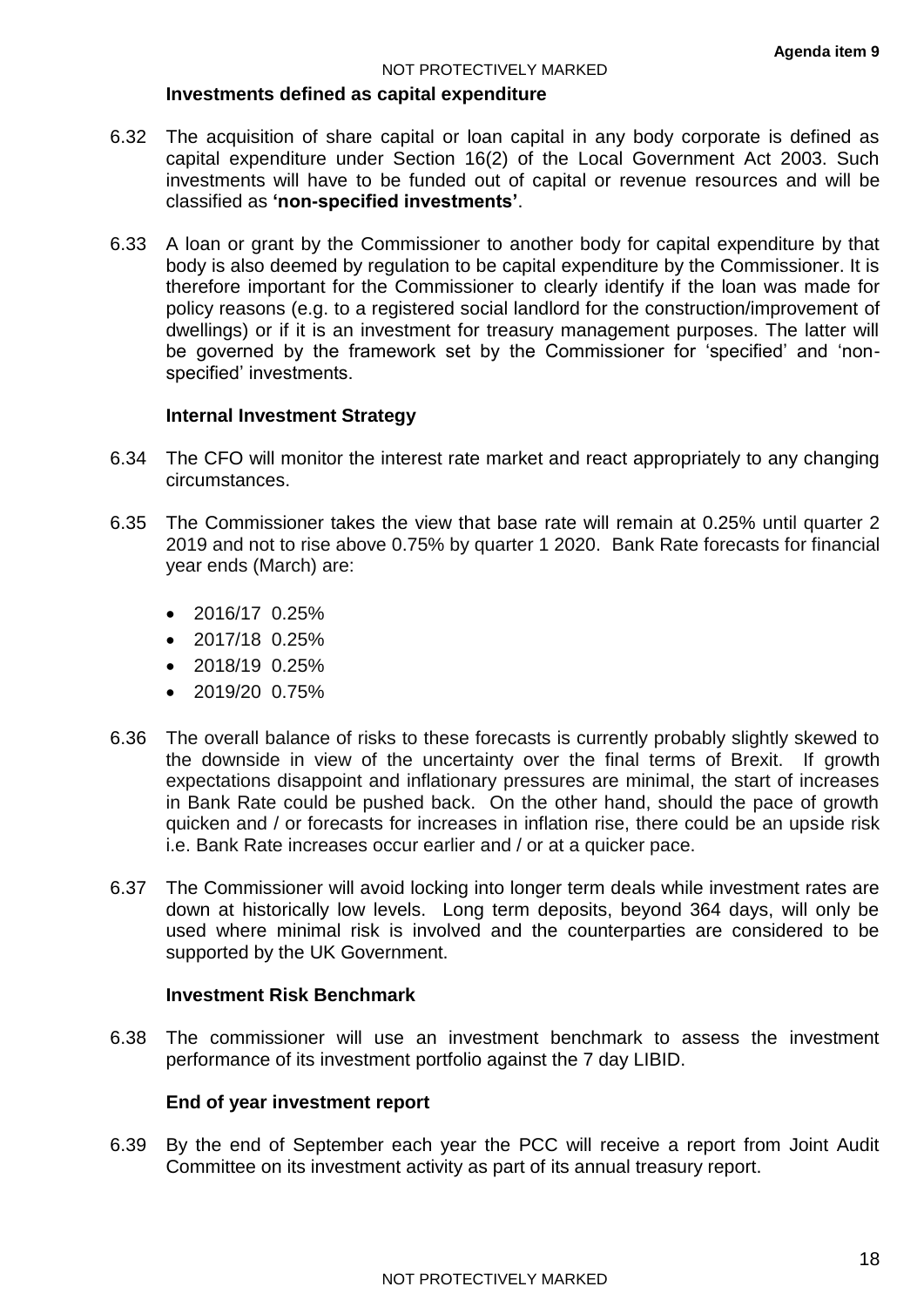### Investments defined as capital expenditure

6.32 The acquisition of share capital or loan capital in any body corporate is defined as capital expenditure under Section 16(2) of the Local Government Act 2003. Such investments will have to be funded out of capital or revenue resources and will be classified as **'non-specified investments'**.

6.33 A loan or grant by the Commissioner to another body for capital expenditure by that body is also deemed by regulation to be capital expenditure by the Commissioner. It is therefore important for the Commissioner to clearly identify if the loan was made for policy reasons (e.g. to a registered social landlord for the construction/improvement of dwellings) or if it is an investment for treasury management purposes. The latter will be governed by the framework set by the Commissioner for 'specified' and 'non-specified' investments.

### Internal Investment Strategy

6.34 The CFO will monitor the interest rate market and react appropriately to any changing circumstances.

6.35 The Commissioner takes the view that base rate will remain at 0.25% until quarter 2 2019 and not to rise above 0.75% by quarter 1 2020. Bank Rate forecasts for financial year ends (March) are:

- 2016/17 0.25%
- 2017/18 0.25%
- 2018/19 0.25%
- 2019/20 0.75%

6.36 The overall balance of risks to these forecasts is currently probably slightly skewed to the downside in view of the uncertainty over the final terms of Brexit. If growth expectations disappoint and inflationary pressures are minimal, the start of increases in Bank Rate could be pushed back. On the other hand, should the pace of growth quicken and / or forecasts for increases in inflation rise, there could be an upside risk i.e. Bank Rate increases occur earlier and / or at a quicker pace.

6.37 The Commissioner will avoid locking into longer term deals while investment rates are down at historically low levels. Long term deposits, beyond 364 days, will only be used where minimal risk is involved and the counterparties are considered to be supported by the UK Government.

### Investment Risk Benchmark

6.38 The commissioner will use an investment benchmark to assess the investment performance of its investment portfolio against the 7 day LIBID.

### End of year investment report

6.39 By the end of September each year the PCC will receive a report from Joint Audit Committee on its investment activity as part of its annual treasury report.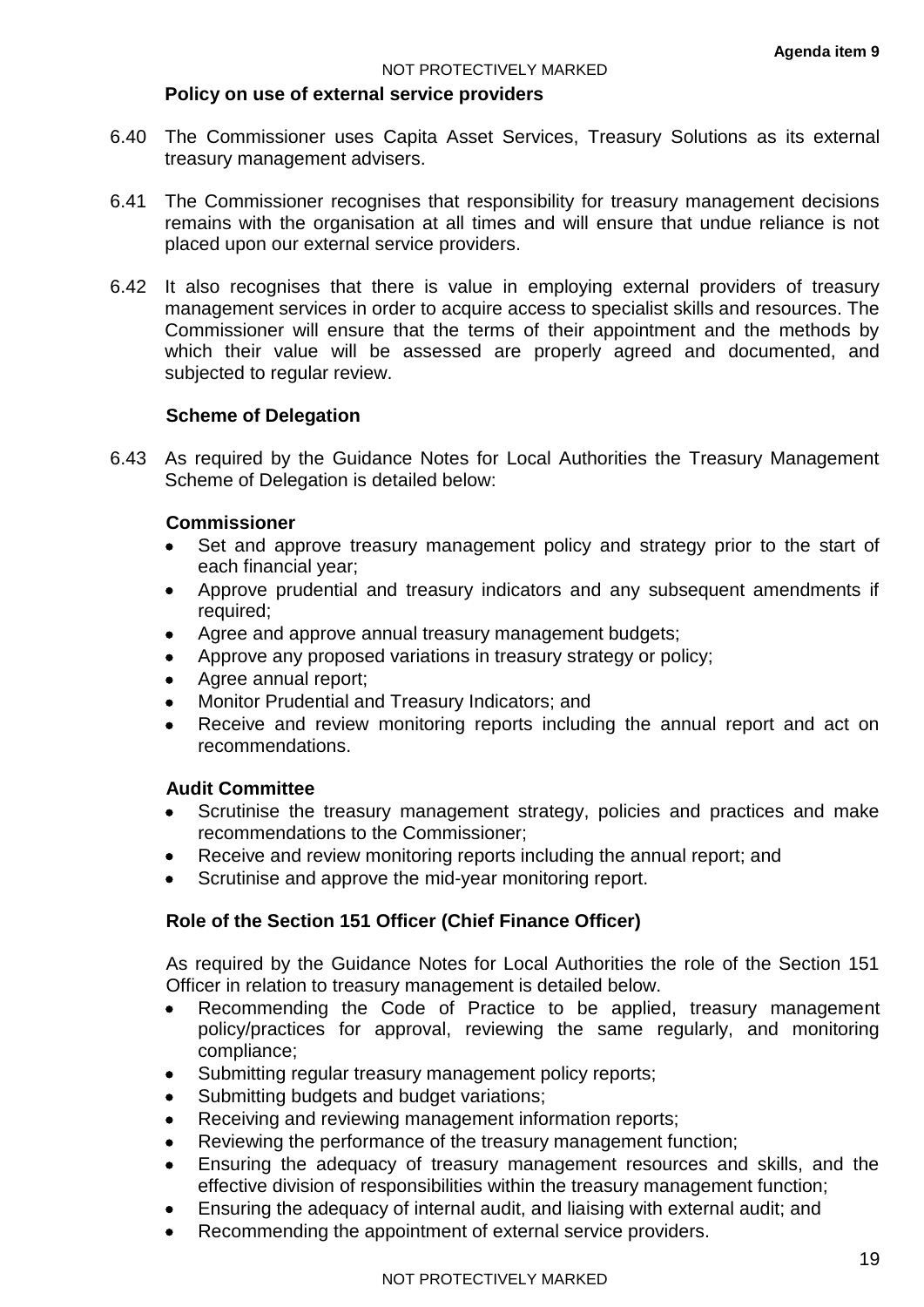### Policy on use of external service providers

6.40 The Commissioner uses Capita Asset Services, Treasury Solutions as its external treasury management advisers.

6.41 The Commissioner recognises that responsibility for treasury management decisions remains with the organisation at all times and will ensure that undue reliance is not placed upon our external service providers.

6.42 It also recognises that there is value in employing external providers of treasury management services in order to acquire access to specialist skills and resources. The Commissioner will ensure that the terms of their appointment and the methods by which their value will be assessed are properly agreed and documented, and subjected to regular review.

### Scheme of Delegation

6.43 As required by the Guidance Notes for Local Authorities the Treasury Management Scheme of Delegation is detailed below:

**Commissioner**

- Set and approve treasury management policy and strategy prior to the start of each financial year;
- Approve prudential and treasury indicators and any subsequent amendments if required;
- Agree and approve annual treasury management budgets;
- Approve any proposed variations in treasury strategy or policy;
- Agree annual report;
- Monitor Prudential and Treasury Indicators; and
- Receive and review monitoring reports including the annual report and act on recommendations.

**Audit Committee**

- Scrutinise the treasury management strategy, policies and practices and make recommendations to the Commissioner;
- Receive and review monitoring reports including the annual report; and
- Scrutinise and approve the mid-year monitoring report.

### Role of the Section 151 Officer (Chief Finance Officer)

As required by the Guidance Notes for Local Authorities the role of the Section 151 Officer in relation to treasury management is detailed below.

- Recommending the Code of Practice to be applied, treasury management policy/practices for approval, reviewing the same regularly, and monitoring compliance;
- Submitting regular treasury management policy reports;
- Submitting budgets and budget variations;
- Receiving and reviewing management information reports;
- Reviewing the performance of the treasury management function;
- Ensuring the adequacy of treasury management resources and skills, and the effective division of responsibilities within the treasury management function;
- Ensuring the adequacy of internal audit, and liaising with external audit; and
- Recommending the appointment of external service providers.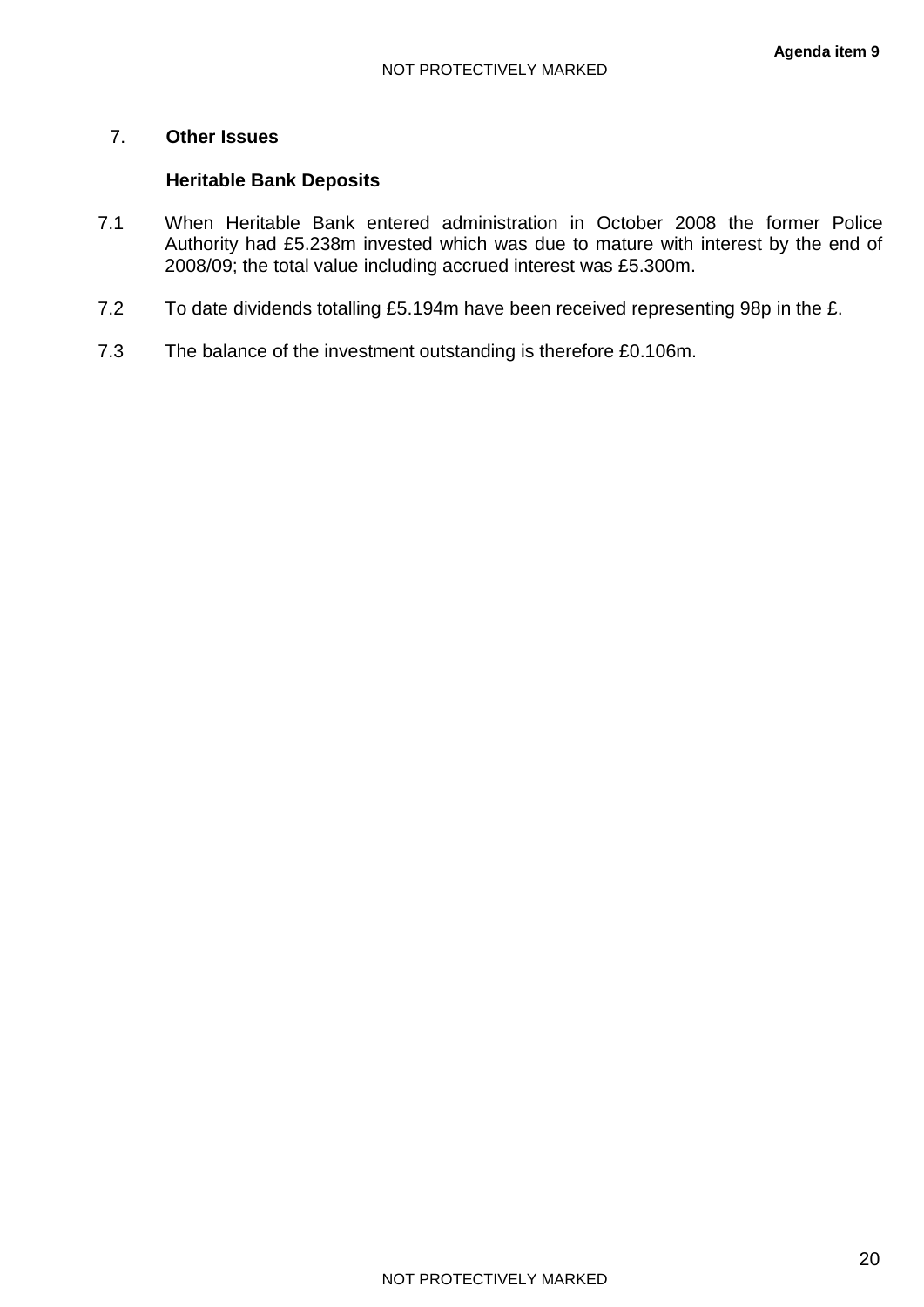7. **Other Issues**

**Heritable Bank Deposits**

7.1 When Heritable Bank entered administration in October 2008 the former Police Authority had £5.238m invested which was due to mature with interest by the end of 2008/09; the total value including accrued interest was £5.300m.

7.2 To date dividends totalling £5.194m have been received representing 98p in the £.

7.3 The balance of the investment outstanding is therefore £0.106m.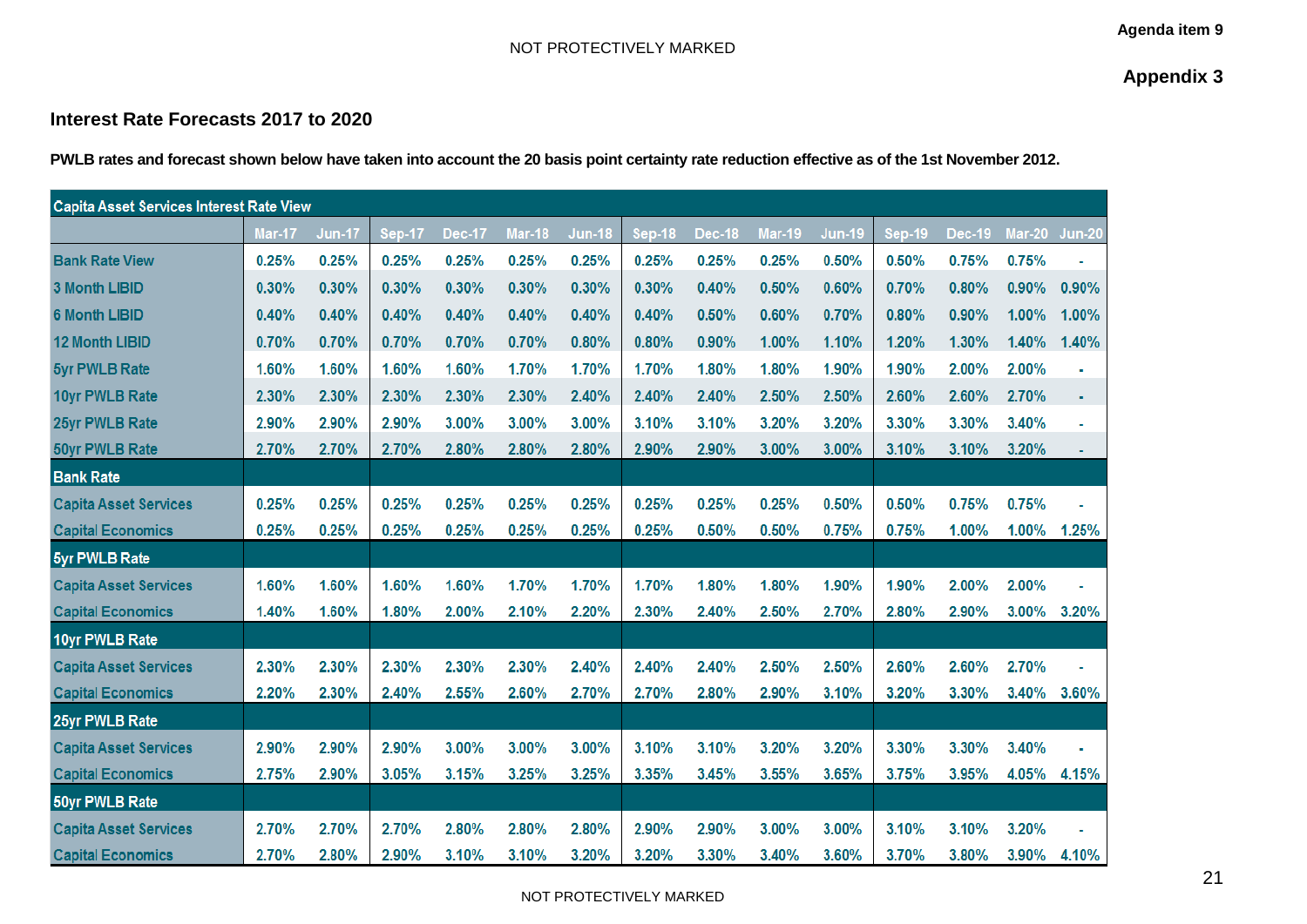Agenda item 9

**Appendix 3**

## Interest Rate Forecasts 2017 to 2020

**PWLB rates and forecast shown below have taken into account the 20 basis point certainty rate reduction effective as of the 1st November 2012.**

| Capita Asset Services Interest Rate View | | | | | | | | | | | | | | |
|---|---|---|---|---|---|---|---|---|---|---|---|---|---|---|
| | Mar-17 | Jun-17 | Sep-17 | Dec-17 | Mar-18 | Jun-18 | Sep-18 | Dec-18 | Mar-19 | Jun-19 | Sep-19 | Dec-19 | Mar-20 | Jun-20 |
| Bank Rate View | 0.25% | 0.25% | 0.25% | 0.25% | 0.25% | 0.25% | 0.25% | 0.25% | 0.25% | 0.50% | 0.50% | 0.75% | 0.75% | - |
| 3 Month LIBID | 0.30% | 0.30% | 0.30% | 0.30% | 0.30% | 0.30% | 0.30% | 0.40% | 0.50% | 0.60% | 0.70% | 0.80% | 0.90% | 0.90% |
| 6 Month LIBID | 0.40% | 0.40% | 0.40% | 0.40% | 0.40% | 0.40% | 0.40% | 0.50% | 0.60% | 0.70% | 0.80% | 0.90% | 1.00% | 1.00% |
| 12 Month LIBID | 0.70% | 0.70% | 0.70% | 0.70% | 0.70% | 0.80% | 0.80% | 0.90% | 1.00% | 1.10% | 1.20% | 1.30% | 1.40% | 1.40% |
| 5yr PWLB Rate | 1.60% | 1.60% | 1.60% | 1.60% | 1.70% | 1.70% | 1.70% | 1.80% | 1.80% | 1.90% | 1.90% | 2.00% | 2.00% | - |
| 10yr PWLB Rate | 2.30% | 2.30% | 2.30% | 2.30% | 2.30% | 2.40% | 2.40% | 2.40% | 2.50% | 2.50% | 2.60% | 2.60% | 2.70% | - |
| 25yr PWLB Rate | 2.90% | 2.90% | 2.90% | 3.00% | 3.00% | 3.00% | 3.10% | 3.10% | 3.20% | 3.20% | 3.30% | 3.30% | 3.40% | - |
| 50yr PWLB Rate | 2.70% | 2.70% | 2.70% | 2.80% | 2.80% | 2.80% | 2.90% | 2.90% | 3.00% | 3.00% | 3.10% | 3.10% | 3.20% | - |
| **Bank Rate** | | | | | | | | | | | | | | |
| Capita Asset Services | 0.25% | 0.25% | 0.25% | 0.25% | 0.25% | 0.25% | 0.25% | 0.25% | 0.25% | 0.50% | 0.50% | 0.75% | 0.75% | - |
| Capital Economics | 0.25% | 0.25% | 0.25% | 0.25% | 0.25% | 0.25% | 0.25% | 0.50% | 0.50% | 0.75% | 0.75% | 1.00% | 1.00% | 1.25% |
| **5yr PWLB Rate** | | | | | | | | | | | | | | |
| Capita Asset Services | 1.60% | 1.60% | 1.60% | 1.60% | 1.70% | 1.70% | 1.70% | 1.80% | 1.80% | 1.90% | 1.90% | 2.00% | 2.00% | - |
| Capital Economics | 1.40% | 1.60% | 1.80% | 2.00% | 2.10% | 2.20% | 2.30% | 2.40% | 2.50% | 2.70% | 2.80% | 2.90% | 3.00% | 3.20% |
| **10yr PWLB Rate** | | | | | | | | | | | | | | |
| Capita Asset Services | 2.30% | 2.30% | 2.30% | 2.30% | 2.30% | 2.40% | 2.40% | 2.40% | 2.50% | 2.50% | 2.60% | 2.60% | 2.70% | - |
| Capital Economics | 2.20% | 2.30% | 2.40% | 2.55% | 2.60% | 2.70% | 2.70% | 2.80% | 2.90% | 3.10% | 3.20% | 3.30% | 3.40% | 3.60% |
| **25yr PWLB Rate** | | | | | | | | | | | | | | |
| Capita Asset Services | 2.90% | 2.90% | 2.90% | 3.00% | 3.00% | 3.00% | 3.10% | 3.10% | 3.20% | 3.20% | 3.30% | 3.30% | 3.40% | - |
| Capital Economics | 2.75% | 2.90% | 3.05% | 3.15% | 3.25% | 3.25% | 3.35% | 3.45% | 3.55% | 3.65% | 3.75% | 3.95% | 4.05% | 4.15% |
| **50yr PWLB Rate** | | | | | | | | | | | | | | |
| Capita Asset Services | 2.70% | 2.70% | 2.70% | 2.80% | 2.80% | 2.80% | 2.90% | 2.90% | 3.00% | 3.00% | 3.10% | 3.10% | 3.20% | - |
| Capital Economics | 2.70% | 2.80% | 2.90% | 3.10% | 3.10% | 3.20% | 3.20% | 3.30% | 3.40% | 3.60% | 3.70% | 3.80% | 3.90% | 4.10% |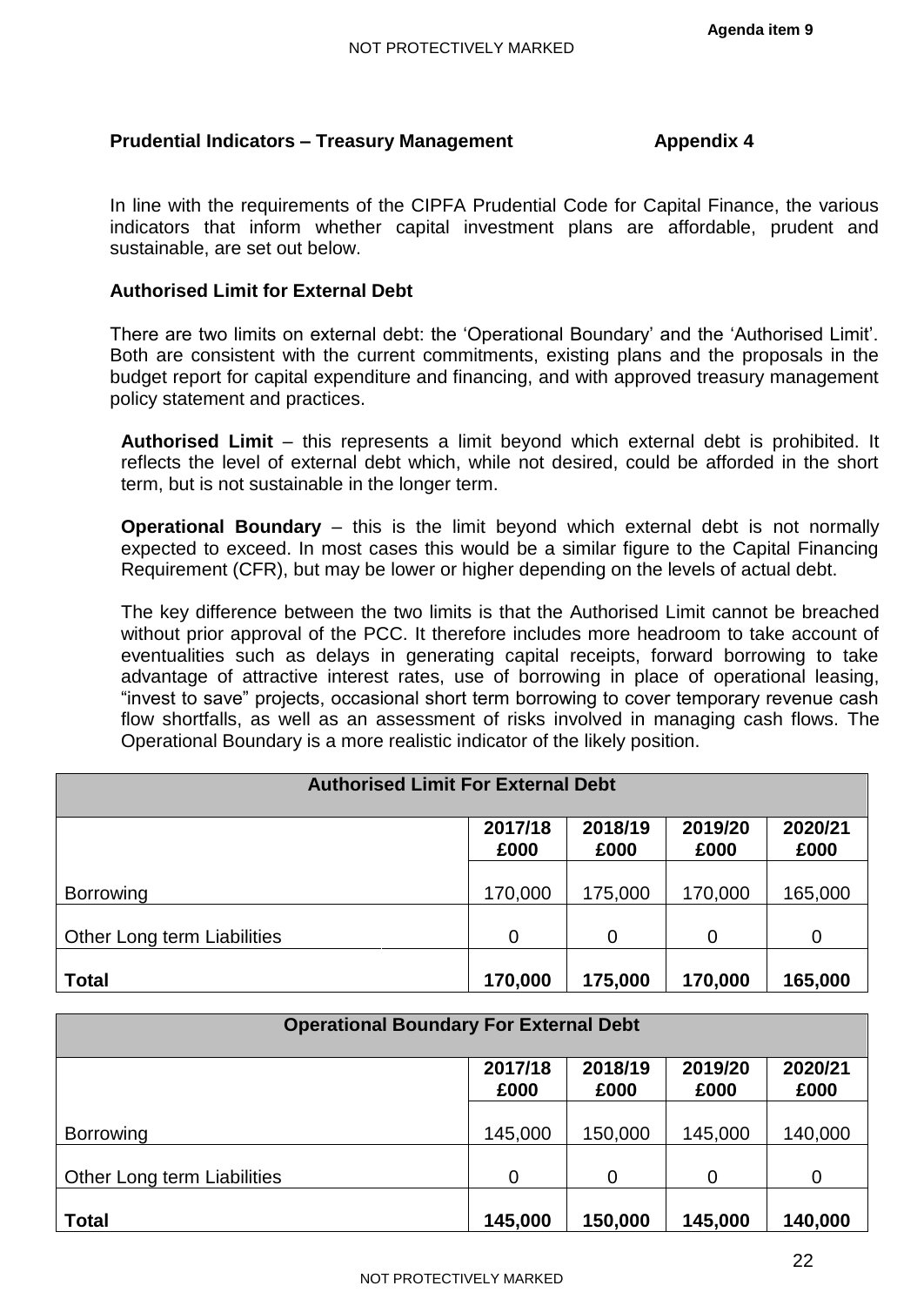## Prudential Indicators – Treasury Management — Appendix 4

In line with the requirements of the CIPFA Prudential Code for Capital Finance, the various indicators that inform whether capital investment plans are affordable, prudent and sustainable, are set out below.

### Authorised Limit for External Debt

There are two limits on external debt: the 'Operational Boundary' and the 'Authorised Limit'. Both are consistent with the current commitments, existing plans and the proposals in the budget report for capital expenditure and financing, and with approved treasury management policy statement and practices.

**Authorised Limit** – this represents a limit beyond which external debt is prohibited. It reflects the level of external debt which, while not desired, could be afforded in the short term, but is not sustainable in the longer term.

**Operational Boundary** – this is the limit beyond which external debt is not normally expected to exceed. In most cases this would be a similar figure to the Capital Financing Requirement (CFR), but may be lower or higher depending on the levels of actual debt.

The key difference between the two limits is that the Authorised Limit cannot be breached without prior approval of the PCC. It therefore includes more headroom to take account of eventualities such as delays in generating capital receipts, forward borrowing to take advantage of attractive interest rates, use of borrowing in place of operational leasing, "invest to save" projects, occasional short term borrowing to cover temporary revenue cash flow shortfalls, as well as an assessment of risks involved in managing cash flows. The Operational Boundary is a more realistic indicator of the likely position.

| Authorised Limit For External Debt | | | | |
|---|---|---|---|---|
| | 2017/18 £000 | 2018/19 £000 | 2019/20 £000 | 2020/21 £000 |
| Borrowing | 170,000 | 175,000 | 170,000 | 165,000 |
| Other Long term Liabilities | 0 | 0 | 0 | 0 |
| **Total** | **170,000** | **175,000** | **170,000** | **165,000** |

| Operational Boundary For External Debt | | | | |
|---|---|---|---|---|
| | 2017/18 £000 | 2018/19 £000 | 2019/20 £000 | 2020/21 £000 |
| Borrowing | 145,000 | 150,000 | 145,000 | 140,000 |
| Other Long term Liabilities | 0 | 0 | 0 | 0 |
| **Total** | **145,000** | **150,000** | **145,000** | **140,000** |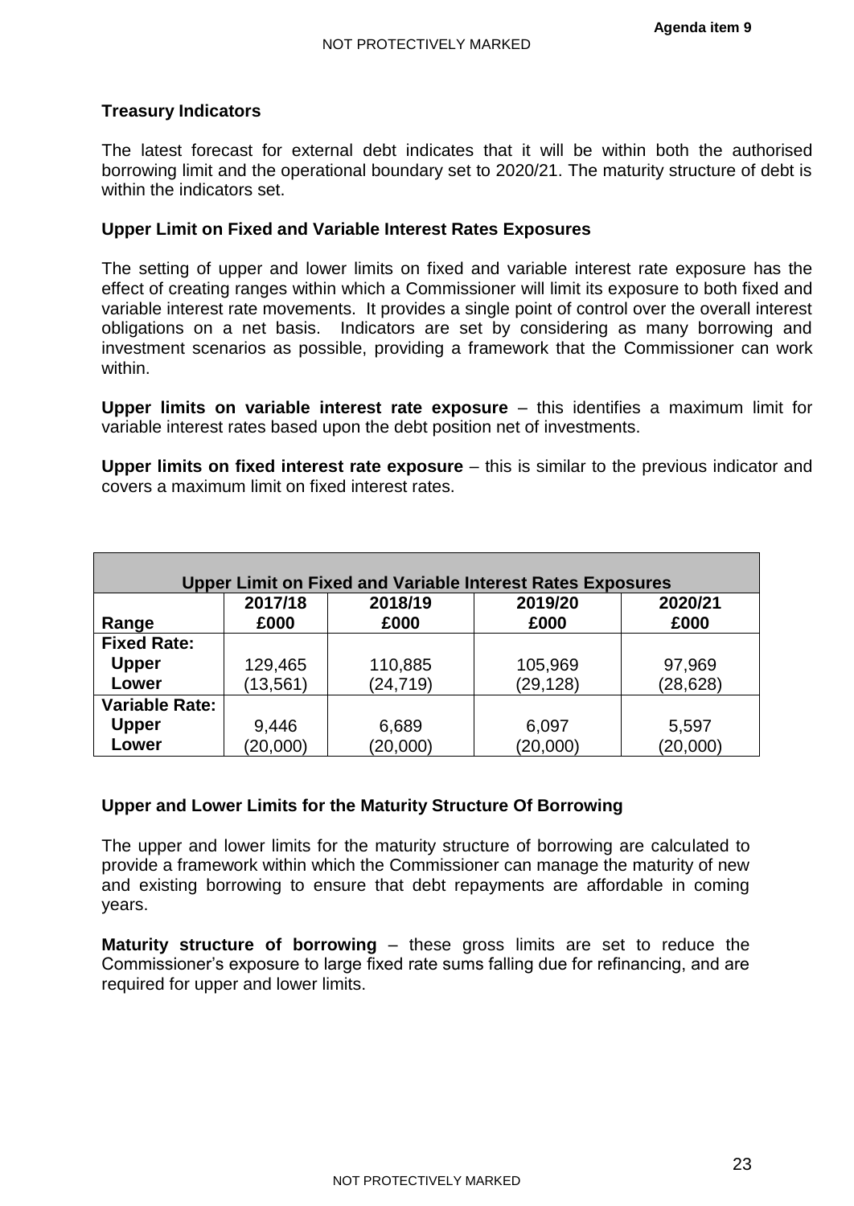### Treasury Indicators

The latest forecast for external debt indicates that it will be within both the authorised borrowing limit and the operational boundary set to 2020/21. The maturity structure of debt is within the indicators set.

### Upper Limit on Fixed and Variable Interest Rates Exposures

The setting of upper and lower limits on fixed and variable interest rate exposure has the effect of creating ranges within which a Commissioner will limit its exposure to both fixed and variable interest rate movements. It provides a single point of control over the overall interest obligations on a net basis. Indicators are set by considering as many borrowing and investment scenarios as possible, providing a framework that the Commissioner can work within.

**Upper limits on variable interest rate exposure** – this identifies a maximum limit for variable interest rates based upon the debt position net of investments.

**Upper limits on fixed interest rate exposure** – this is similar to the previous indicator and covers a maximum limit on fixed interest rates.

| Upper Limit on Fixed and Variable Interest Rates Exposures | | | | |
|---|---|---|---|---|
| **Range** | **2017/18 £000** | **2018/19 £000** | **2019/20 £000** | **2020/21 £000** |
| **Fixed Rate:** | | | | |
| **Upper** | 129,465 | 110,885 | 105,969 | 97,969 |
| **Lower** | (13,561) | (24,719) | (29,128) | (28,628) |
| **Variable Rate:** | | | | |
| **Upper** | 9,446 | 6,689 | 6,097 | 5,597 |
| **Lower** | (20,000) | (20,000) | (20,000) | (20,000) |

### Upper and Lower Limits for the Maturity Structure Of Borrowing

The upper and lower limits for the maturity structure of borrowing are calculated to provide a framework within which the Commissioner can manage the maturity of new and existing borrowing to ensure that debt repayments are affordable in coming years.

**Maturity structure of borrowing** – these gross limits are set to reduce the Commissioner's exposure to large fixed rate sums falling due for refinancing, and are required for upper and lower limits.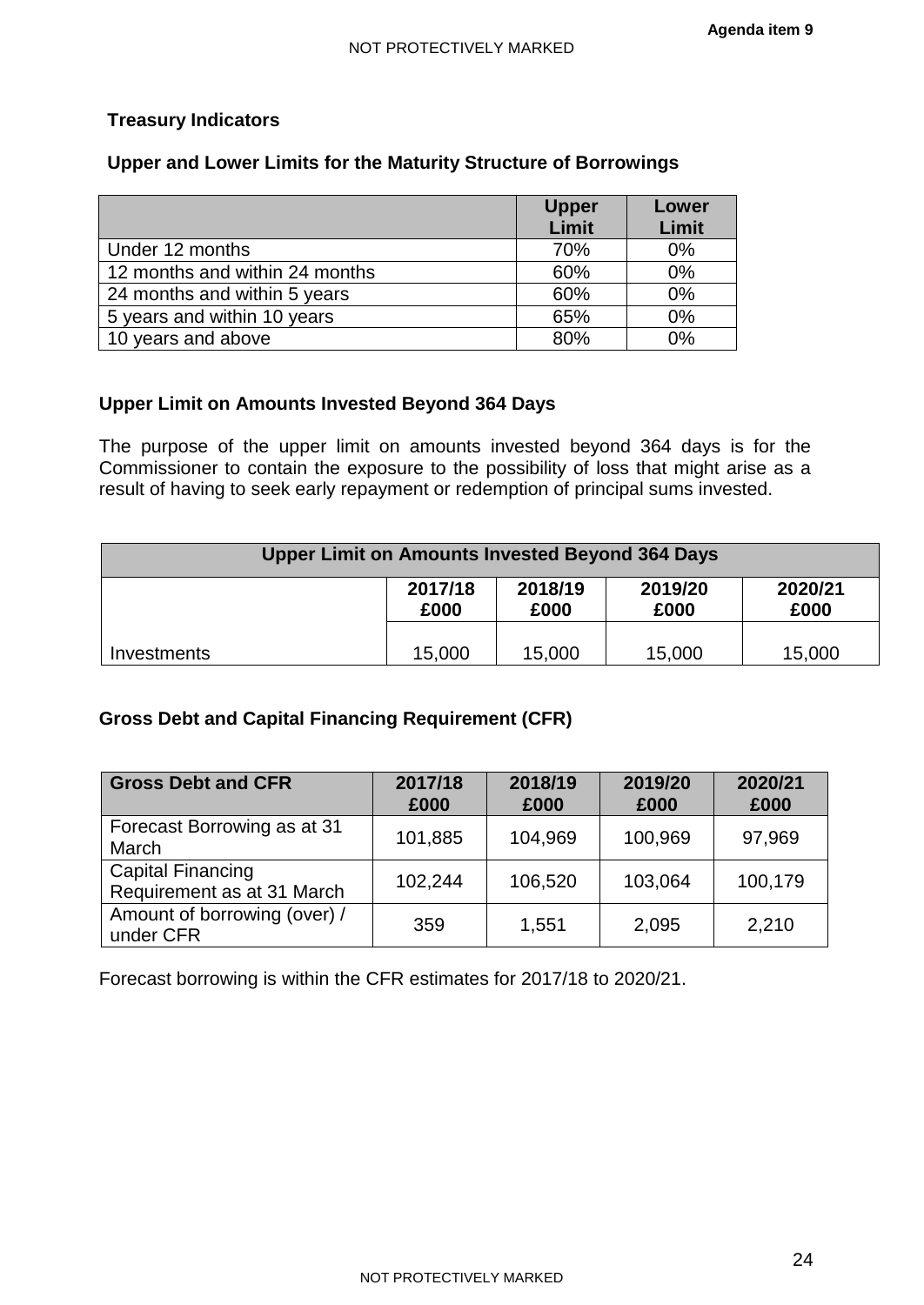Agenda item 9

## Treasury Indicators

### Upper and Lower Limits for the Maturity Structure of Borrowings

| | Upper Limit | Lower Limit |
|---|---|---|
| Under 12 months | 70% | 0% |
| 12 months and within 24 months | 60% | 0% |
| 24 months and within 5 years | 60% | 0% |
| 5 years and within 10 years | 65% | 0% |
| 10 years and above | 80% | 0% |

### Upper Limit on Amounts Invested Beyond 364 Days

The purpose of the upper limit on amounts invested beyond 364 days is for the Commissioner to contain the exposure to the possibility of loss that might arise as a result of having to seek early repayment or redemption of principal sums invested.

| Upper Limit on Amounts Invested Beyond 364 Days | | | | |
|---|---|---|---|---|
| | 2017/18 £000 | 2018/19 £000 | 2019/20 £000 | 2020/21 £000 |
| Investments | 15,000 | 15,000 | 15,000 | 15,000 |

### Gross Debt and Capital Financing Requirement (CFR)

| Gross Debt and CFR | 2017/18 £000 | 2018/19 £000 | 2019/20 £000 | 2020/21 £000 |
|---|---|---|---|---|
| Forecast Borrowing as at 31 March | 101,885 | 104,969 | 100,969 | 97,969 |
| Capital Financing Requirement as at 31 March | 102,244 | 106,520 | 103,064 | 100,179 |
| Amount of borrowing (over) / under CFR | 359 | 1,551 | 2,095 | 2,210 |

Forecast borrowing is within the CFR estimates for 2017/18 to 2020/21.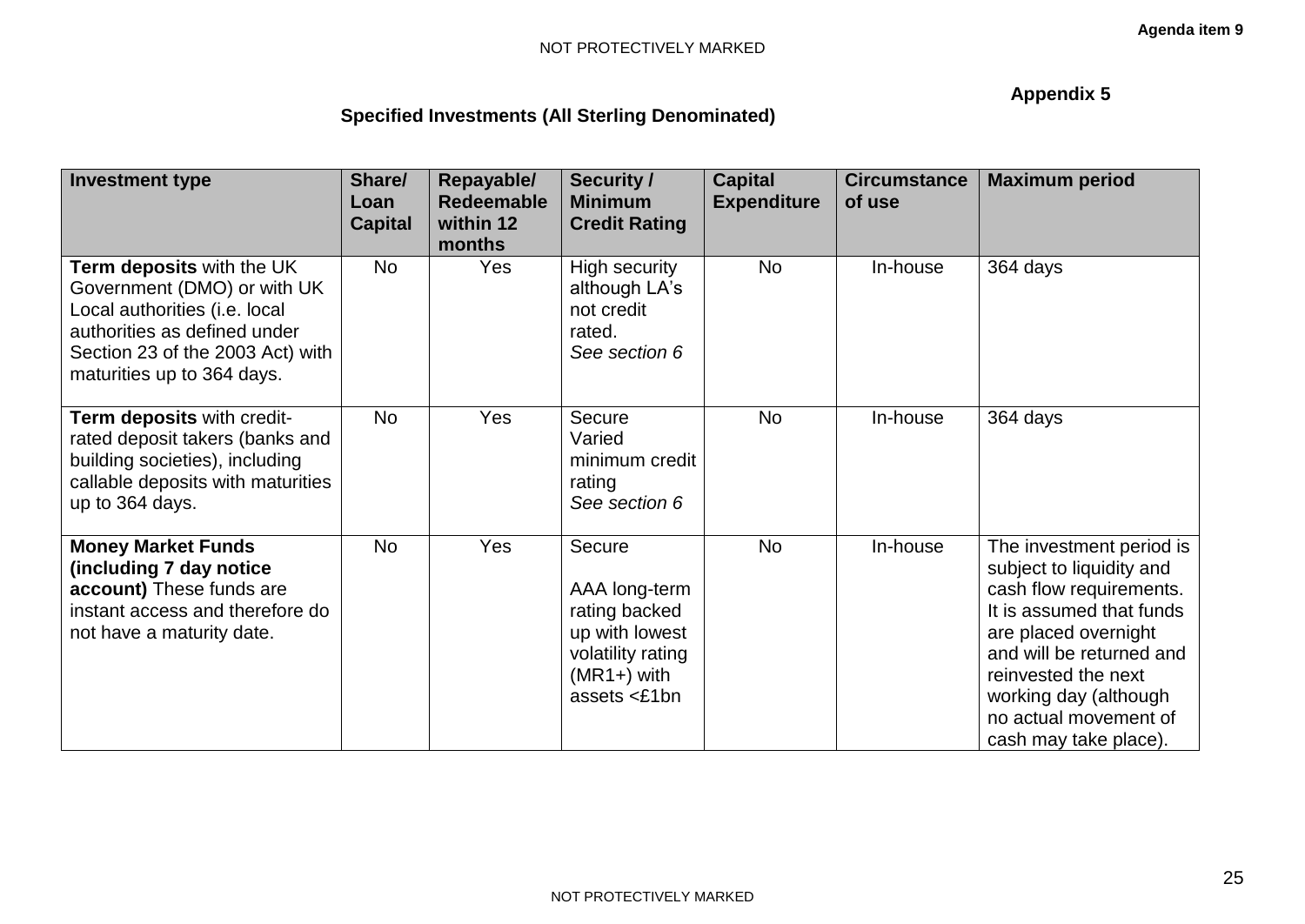Agenda item 9

**Appendix 5**

**Specified Investments (All Sterling Denominated)**

| Investment type | Share/ Loan Capital | Repayable/ Redeemable within 12 months | Security / Minimum Credit Rating | Capital Expenditure | Circumstance of use | Maximum period |
|---|---|---|---|---|---|---|
| **Term deposits** with the UK Government (DMO) or with UK Local authorities (i.e. local authorities as defined under Section 23 of the 2003 Act) with maturities up to 364 days. | No | Yes | High security although LA's not credit rated. *See section 6* | No | In-house | 364 days |
| **Term deposits** with credit-rated deposit takers (banks and building societies), including callable deposits with maturities up to 364 days. | No | Yes | Secure Varied minimum credit rating *See section 6* | No | In-house | 364 days |
| **Money Market Funds (including 7 day notice account)** These funds are instant access and therefore do not have a maturity date. | No | Yes | Secure<br><br>AAA long-term rating backed up with lowest volatility rating (MR1+) with assets <£1bn | No | In-house | The investment period is subject to liquidity and cash flow requirements. It is assumed that funds are placed overnight and will be returned and reinvested the next working day (although no actual movement of cash may take place). |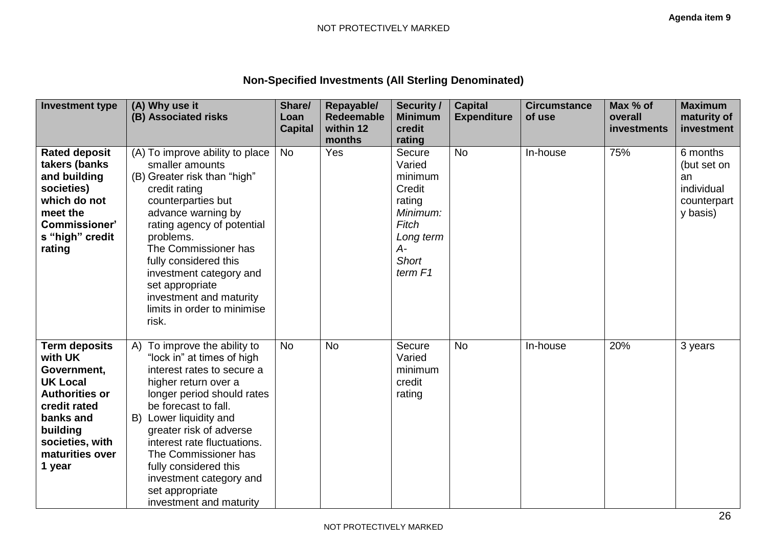## Non-Specified Investments (All Sterling Denominated)

| Investment type | (A) Why use it (B) Associated risks | Share/ Loan Capital | Repayable/ Redeemable within 12 months | Security / Minimum credit rating | Capital Expenditure | Circumstance of use | Max % of overall investments | Maximum maturity of investment |
|---|---|---|---|---|---|---|---|---|
| **Rated deposit takers (banks and building societies) which do not meet the Commissioner's "high" credit rating** | (A) To improve ability to place smaller amounts (B) Greater risk than "high" credit rating counterparties but advance warning by rating agency of potential problems. The Commissioner has fully considered this investment category and set appropriate investment and maturity limits in order to minimise risk. | No | Yes | Secure Varied minimum Credit rating *Minimum: Fitch Long term A- Short term F1* | No | In-house | 75% | 6 months (but set on an individual counterparty basis) |
| **Term deposits with UK Government, UK Local Authorities or credit rated banks and building societies, with maturities over 1 year** | A) To improve the ability to "lock in" at times of high interest rates to secure a higher return over a longer period should rates be forecast to fall. B) Lower liquidity and greater risk of adverse interest rate fluctuations. The Commissioner has fully considered this investment category and set appropriate investment and maturity | No | No | Secure Varied minimum credit rating | No | In-house | 20% | 3 years |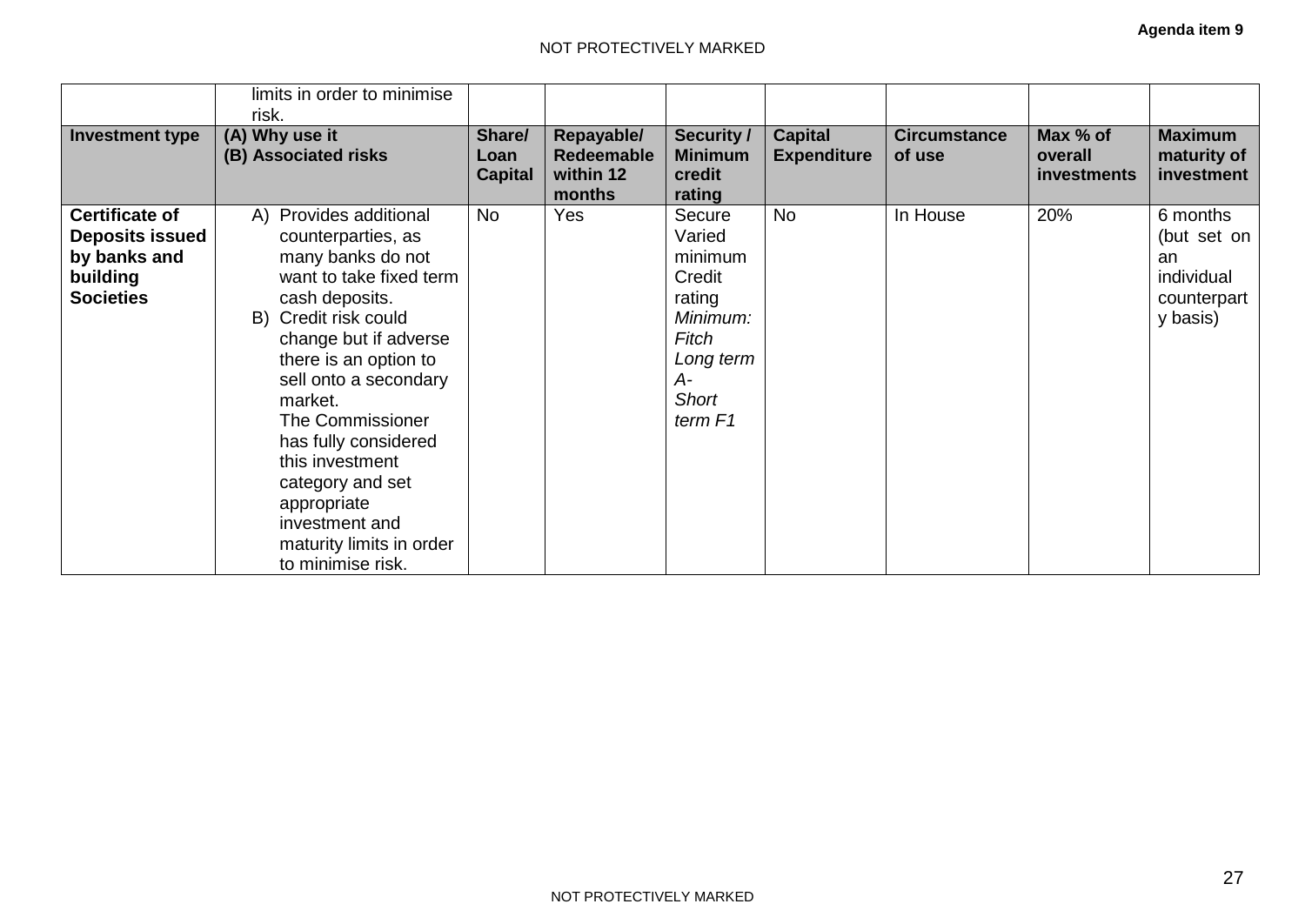| | limits in order to minimise risk. | | | | | | | |
|---|---|---|---|---|---|---|---|---|
| **Investment type** | **(A) Why use it (B) Associated risks** | **Share/ Loan Capital** | **Repayable/ Redeemable within 12 months** | **Security / Minimum credit rating** | **Capital Expenditure** | **Circumstance of use** | **Max % of overall investments** | **Maximum maturity of investment** |
| **Certificate of Deposits issued by banks and building Societies** | A) Provides additional counterparties, as many banks do not want to take fixed term cash deposits. B) Credit risk could change but if adverse there is an option to sell onto a secondary market. The Commissioner has fully considered this investment category and set appropriate investment and maturity limits in order to minimise risk. | No | Yes | Secure Varied minimum Credit rating *Minimum: Fitch Long term A- Short term F1* | No | In House | 20% | 6 months (but set on an individual counterparty basis) |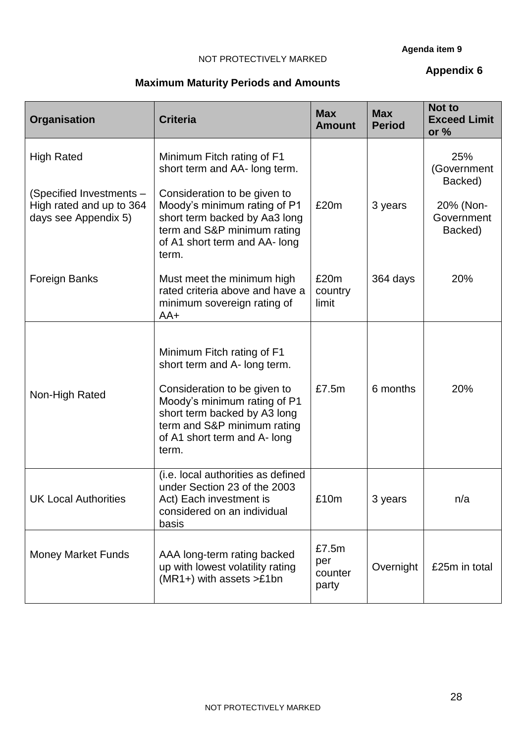Agenda item 9

NOT PROTECTIVELY MARKED

**Appendix 6**

## Maximum Maturity Periods and Amounts

| Organisation | Criteria | Max Amount | Max Period | Not to Exceed Limit or % |
|---|---|---|---|---|
| High Rated<br><br>(Specified Investments – High rated and up to 364 days see Appendix 5) | Minimum Fitch rating of F1 short term and AA- long term.<br><br>Consideration to be given to Moody's minimum rating of P1 short term backed by Aa3 long term and S&P minimum rating of A1 short term and AA- long term. | £20m | 3 years | 25% (Government Backed)<br><br>20% (Non-Government Backed) |
| Foreign Banks | Must meet the minimum high rated criteria above and have a minimum sovereign rating of AA+ | £20m country limit | 364 days | 20% |
| Non-High Rated | Minimum Fitch rating of F1 short term and A- long term.<br><br>Consideration to be given to Moody's minimum rating of P1 short term backed by A3 long term and S&P minimum rating of A1 short term and A- long term. | £7.5m | 6 months | 20% |
| UK Local Authorities | (i.e. local authorities as defined under Section 23 of the 2003 Act) Each investment is considered on an individual basis | £10m | 3 years | n/a |
| Money Market Funds | AAA long-term rating backed up with lowest volatility rating (MR1+) with assets >£1bn | £7.5m per counter party | Overnight | £25m in total |

NOT PROTECTIVELY MARKED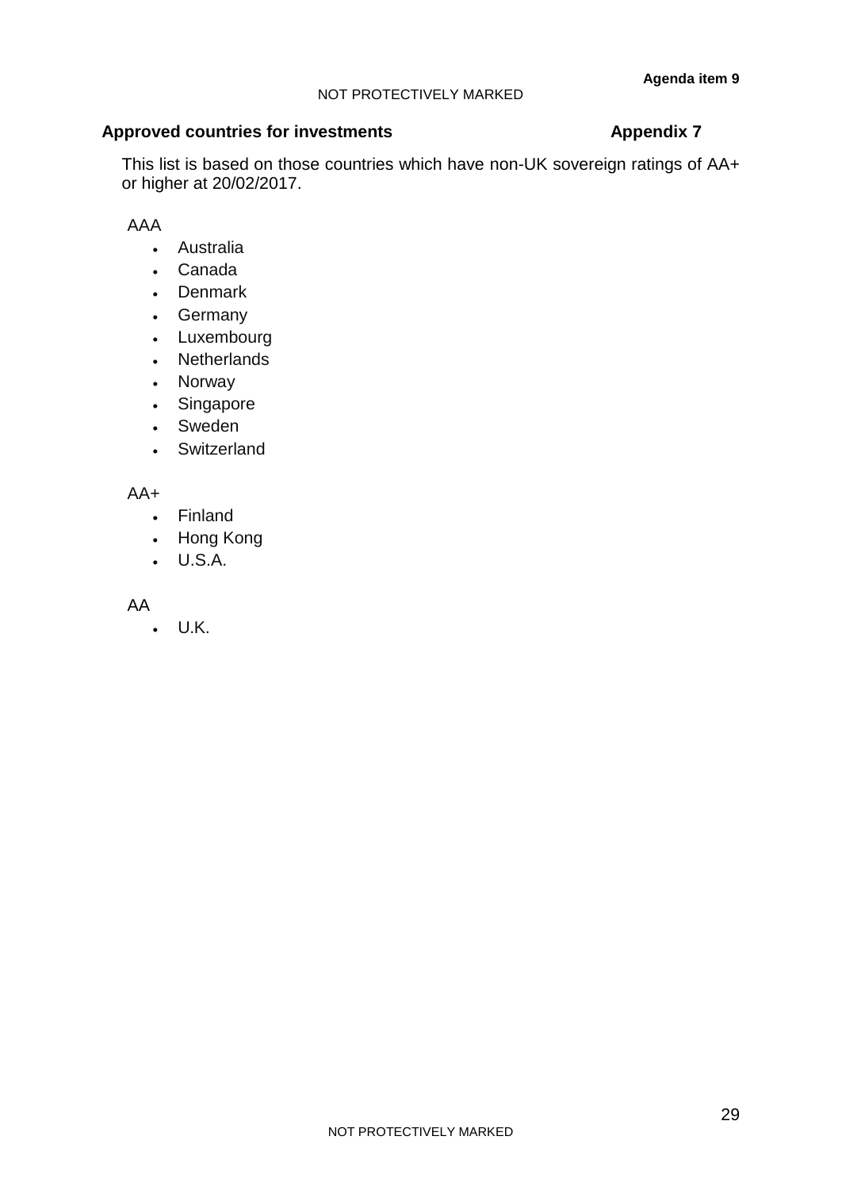## Approved countries for investments — Appendix 7

This list is based on those countries which have non-UK sovereign ratings of AA+ or higher at 20/02/2017.

AAA

- Australia
- Canada
- Denmark
- Germany
- Luxembourg
- Netherlands
- Norway
- Singapore
- Sweden
- Switzerland

AA+

- Finland
- Hong Kong
- U.S.A.

AA

- U.K.